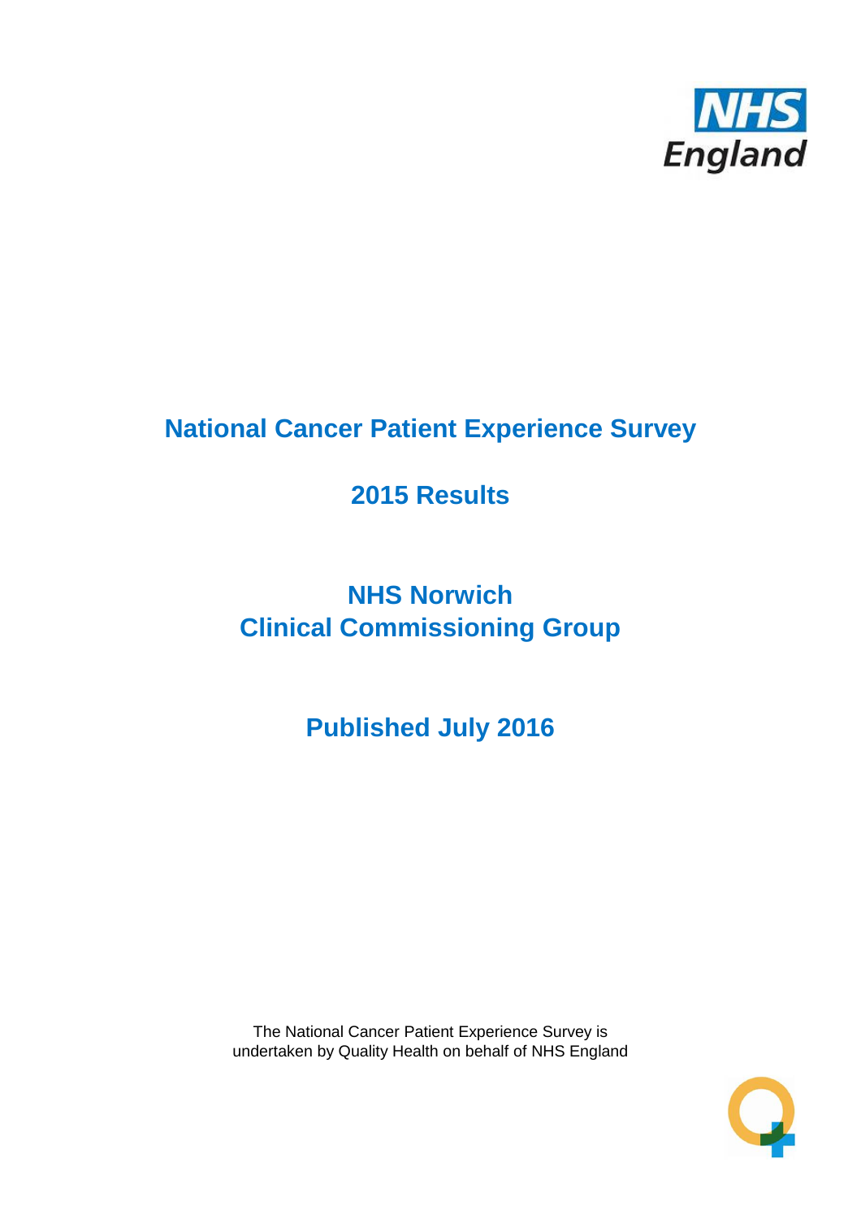NHS England

# National Cancer Patient Experience Survey

## 2015 Results

## NHS Norwich
## Clinical Commissioning Group

## Published July 2016

The National Cancer Patient Experience Survey is
undertaken by Quality Health on behalf of NHS England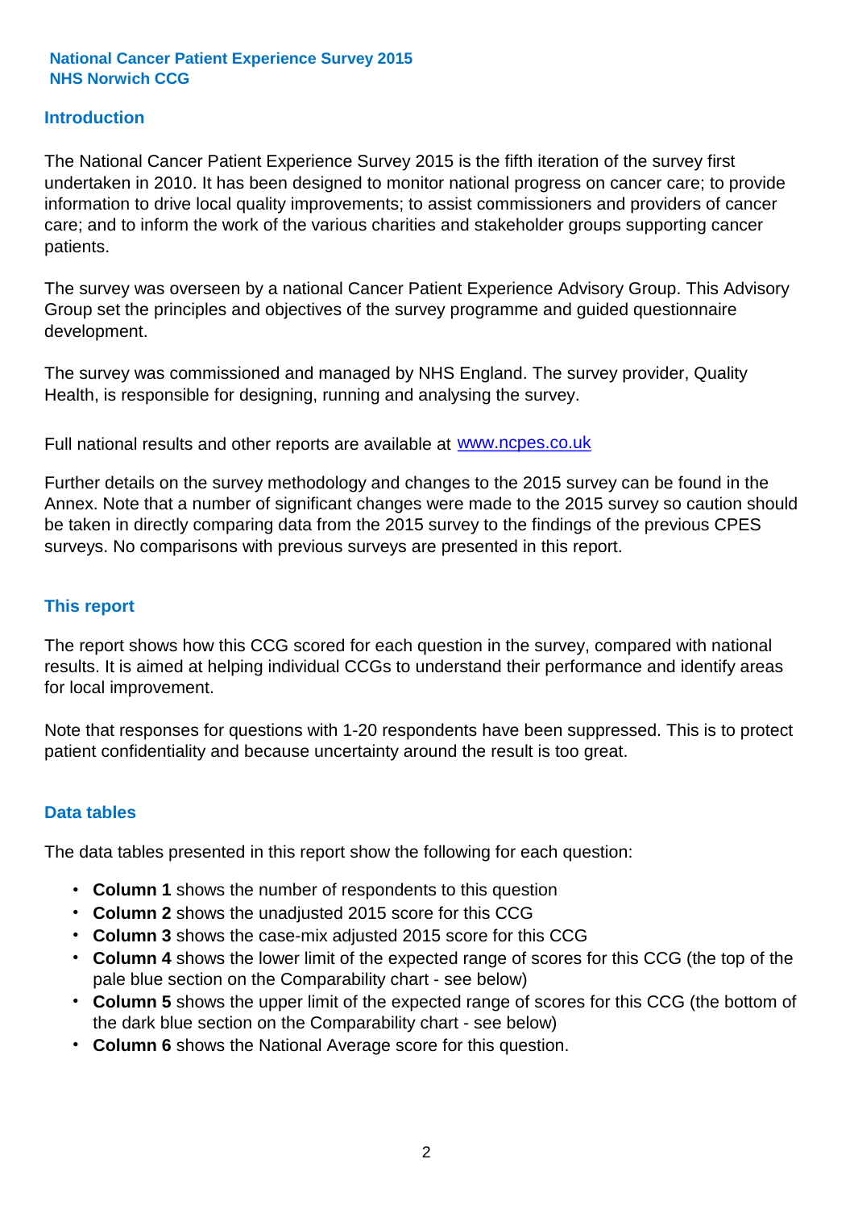**National Cancer Patient Experience Survey 2015**
**NHS Norwich CCG**

## Introduction

The National Cancer Patient Experience Survey 2015 is the fifth iteration of the survey first undertaken in 2010. It has been designed to monitor national progress on cancer care; to provide information to drive local quality improvements; to assist commissioners and providers of cancer care; and to inform the work of the various charities and stakeholder groups supporting cancer patients.

The survey was overseen by a national Cancer Patient Experience Advisory Group. This Advisory Group set the principles and objectives of the survey programme and guided questionnaire development.

The survey was commissioned and managed by NHS England. The survey provider, Quality Health, is responsible for designing, running and analysing the survey.

Full national results and other reports are available at [www.ncpes.co.uk](http://www.ncpes.co.uk)

Further details on the survey methodology and changes to the 2015 survey can be found in the Annex. Note that a number of significant changes were made to the 2015 survey so caution should be taken in directly comparing data from the 2015 survey to the findings of the previous CPES surveys. No comparisons with previous surveys are presented in this report.

## This report

The report shows how this CCG scored for each question in the survey, compared with national results. It is aimed at helping individual CCGs to understand their performance and identify areas for local improvement.

Note that responses for questions with 1-20 respondents have been suppressed. This is to protect patient confidentiality and because uncertainty around the result is too great.

## Data tables

The data tables presented in this report show the following for each question:

- **Column 1** shows the number of respondents to this question
- **Column 2** shows the unadjusted 2015 score for this CCG
- **Column 3** shows the case-mix adjusted 2015 score for this CCG
- **Column 4** shows the lower limit of the expected range of scores for this CCG (the top of the pale blue section on the Comparability chart - see below)
- **Column 5** shows the upper limit of the expected range of scores for this CCG (the bottom of the dark blue section on the Comparability chart - see below)
- **Column 6** shows the National Average score for this question.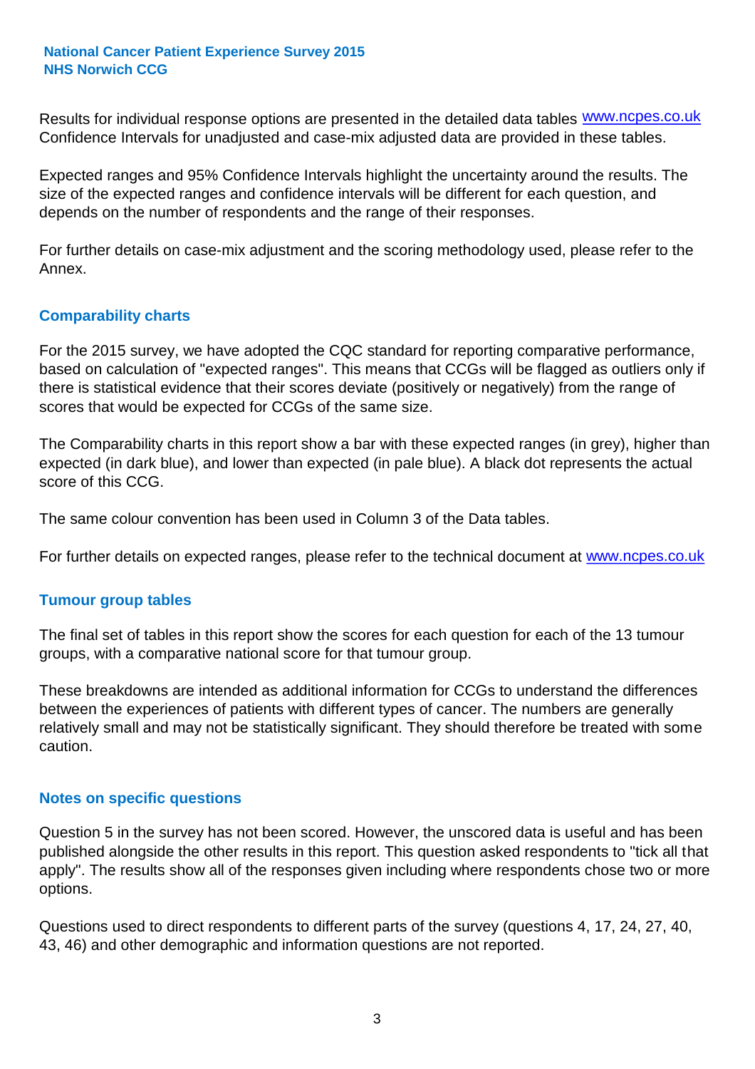Results for individual response options are presented in the detailed data tables www.ncpes.co.uk Confidence Intervals for unadjusted and case-mix adjusted data are provided in these tables.

Expected ranges and 95% Confidence Intervals highlight the uncertainty around the results. The size of the expected ranges and confidence intervals will be different for each question, and depends on the number of respondents and the range of their responses.

For further details on case-mix adjustment and the scoring methodology used, please refer to the Annex.

## Comparability charts

For the 2015 survey, we have adopted the CQC standard for reporting comparative performance, based on calculation of "expected ranges". This means that CCGs will be flagged as outliers only if there is statistical evidence that their scores deviate (positively or negatively) from the range of scores that would be expected for CCGs of the same size.

The Comparability charts in this report show a bar with these expected ranges (in grey), higher than expected (in dark blue), and lower than expected (in pale blue). A black dot represents the actual score of this CCG.

The same colour convention has been used in Column 3 of the Data tables.

For further details on expected ranges, please refer to the technical document at www.ncpes.co.uk

## Tumour group tables

The final set of tables in this report show the scores for each question for each of the 13 tumour groups, with a comparative national score for that tumour group.

These breakdowns are intended as additional information for CCGs to understand the differences between the experiences of patients with different types of cancer. The numbers are generally relatively small and may not be statistically significant. They should therefore be treated with some caution.

## Notes on specific questions

Question 5 in the survey has not been scored. However, the unscored data is useful and has been published alongside the other results in this report. This question asked respondents to "tick all that apply". The results show all of the responses given including where respondents chose two or more options.

Questions used to direct respondents to different parts of the survey (questions 4, 17, 24, 27, 40, 43, 46) and other demographic and information questions are not reported.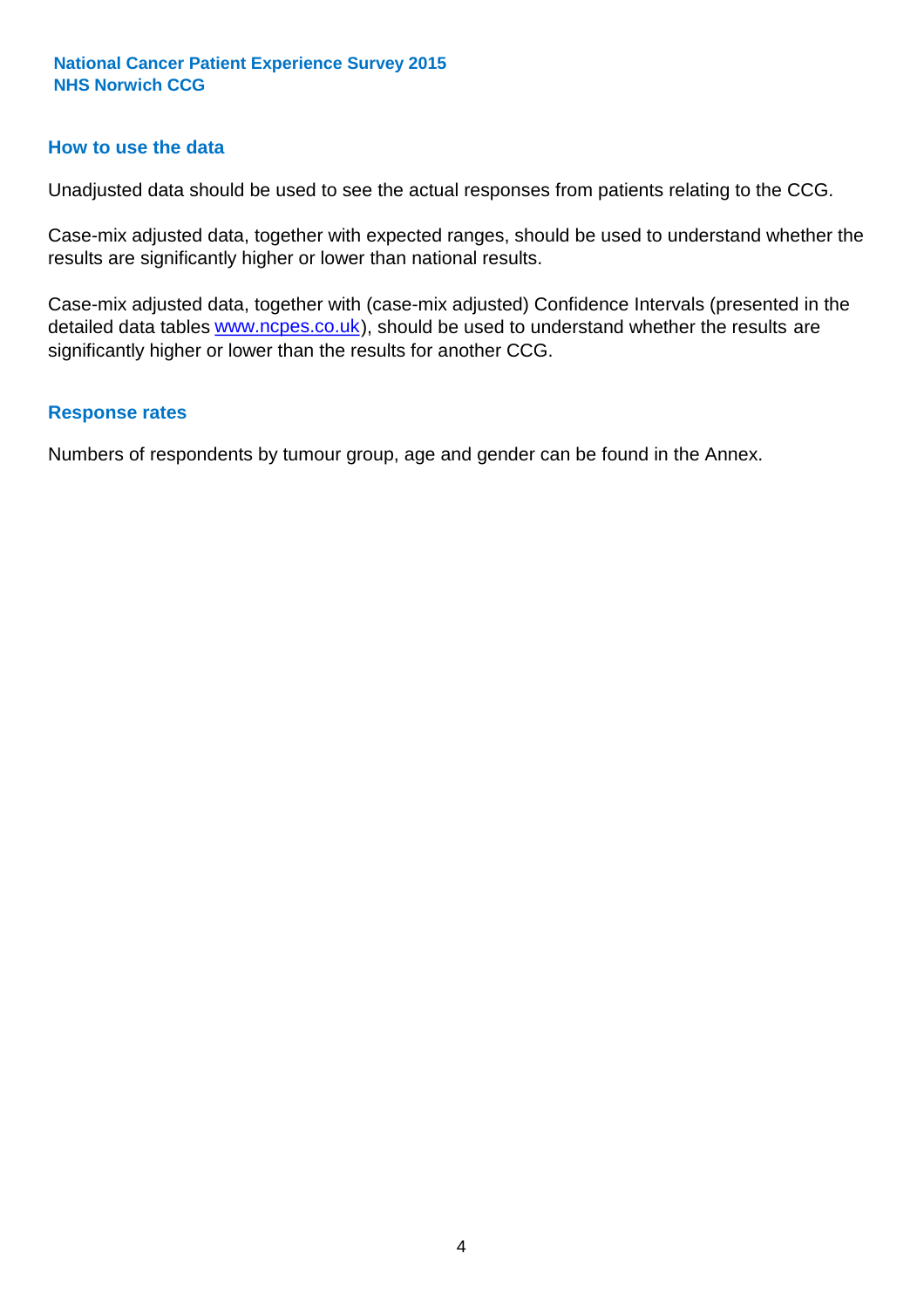## How to use the data

Unadjusted data should be used to see the actual responses from patients relating to the CCG.

Case-mix adjusted data, together with expected ranges, should be used to understand whether the results are significantly higher or lower than national results.

Case-mix adjusted data, together with (case-mix adjusted) Confidence Intervals (presented in the detailed data tables www.ncpes.co.uk), should be used to understand whether the results are significantly higher or lower than the results for another CCG.

## Response rates

Numbers of respondents by tumour group, age and gender can be found in the Annex.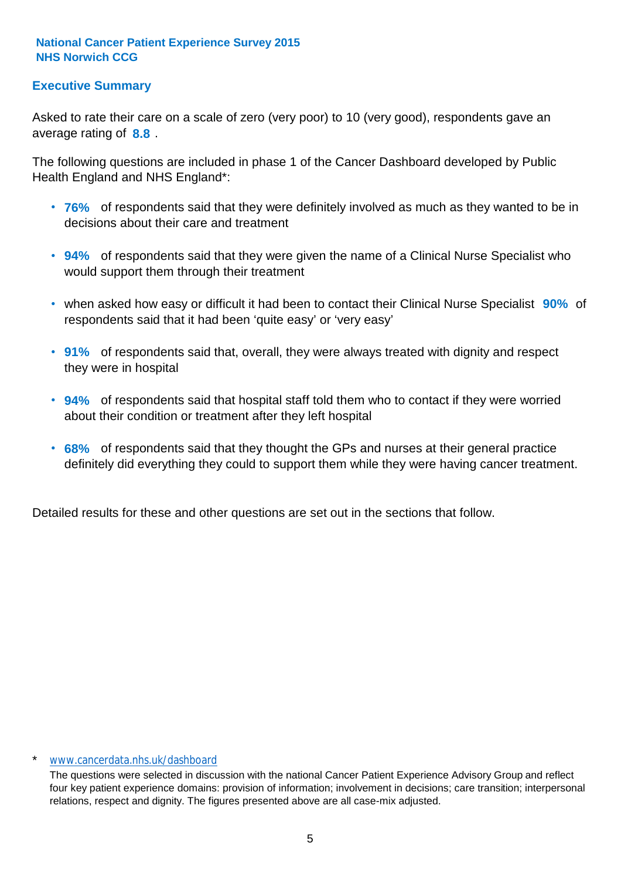**National Cancer Patient Experience Survey 2015**
**NHS Norwich CCG**

## Executive Summary

Asked to rate their care on a scale of zero (very poor) to 10 (very good), respondents gave an average rating of **8.8** .

The following questions are included in phase 1 of the Cancer Dashboard developed by Public Health England and NHS England*:

- **76%** of respondents said that they were definitely involved as much as they wanted to be in decisions about their care and treatment
- **94%** of respondents said that they were given the name of a Clinical Nurse Specialist who would support them through their treatment
- when asked how easy or difficult it had been to contact their Clinical Nurse Specialist **90%** of respondents said that it had been 'quite easy' or 'very easy'
- **91%** of respondents said that, overall, they were always treated with dignity and respect they were in hospital
- **94%** of respondents said that hospital staff told them who to contact if they were worried about their condition or treatment after they left hospital
- **68%** of respondents said that they thought the GPs and nurses at their general practice definitely did everything they could to support them while they were having cancer treatment.

Detailed results for these and other questions are set out in the sections that follow.

\* www.cancerdata.nhs.uk/dashboard

The questions were selected in discussion with the national Cancer Patient Experience Advisory Group and reflect four key patient experience domains: provision of information; involvement in decisions; care transition; interpersonal relations, respect and dignity. The figures presented above are all case-mix adjusted.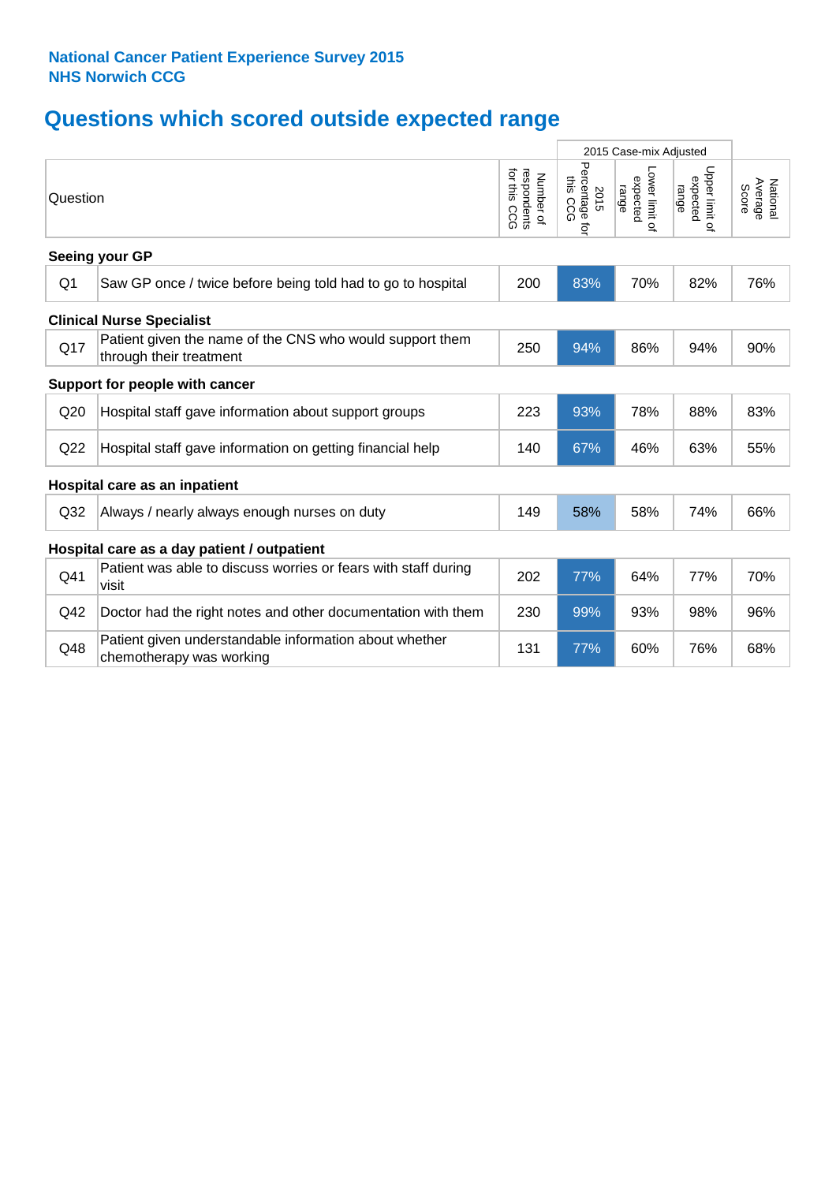**National Cancer Patient Experience Survey 2015**
**NHS Norwich CCG**

# Questions which scored outside expected range

| Question | | Number of respondents for this CCG | 2015 Case-mix Adjusted | | | National Average Score |
|---|---|---|---|---|---|---|
| | | | 2015 Percentage for this CCG | Lower limit of expected range | Upper limit of expected range | |
| **Seeing your GP** | | | | | | |
| Q1 | Saw GP once / twice before being told had to go to hospital | 200 | 83% | 70% | 82% | 76% |
| **Clinical Nurse Specialist** | | | | | | |
| Q17 | Patient given the name of the CNS who would support them through their treatment | 250 | 94% | 86% | 94% | 90% |
| **Support for people with cancer** | | | | | | |
| Q20 | Hospital staff gave information about support groups | 223 | 93% | 78% | 88% | 83% |
| Q22 | Hospital staff gave information on getting financial help | 140 | 67% | 46% | 63% | 55% |
| **Hospital care as an inpatient** | | | | | | |
| Q32 | Always / nearly always enough nurses on duty | 149 | 58% | 58% | 74% | 66% |
| **Hospital care as a day patient / outpatient** | | | | | | |
| Q41 | Patient was able to discuss worries or fears with staff during visit | 202 | 77% | 64% | 77% | 70% |
| Q42 | Doctor had the right notes and other documentation with them | 230 | 99% | 93% | 98% | 96% |
| Q48 | Patient given understandable information about whether chemotherapy was working | 131 | 77% | 60% | 76% | 68% |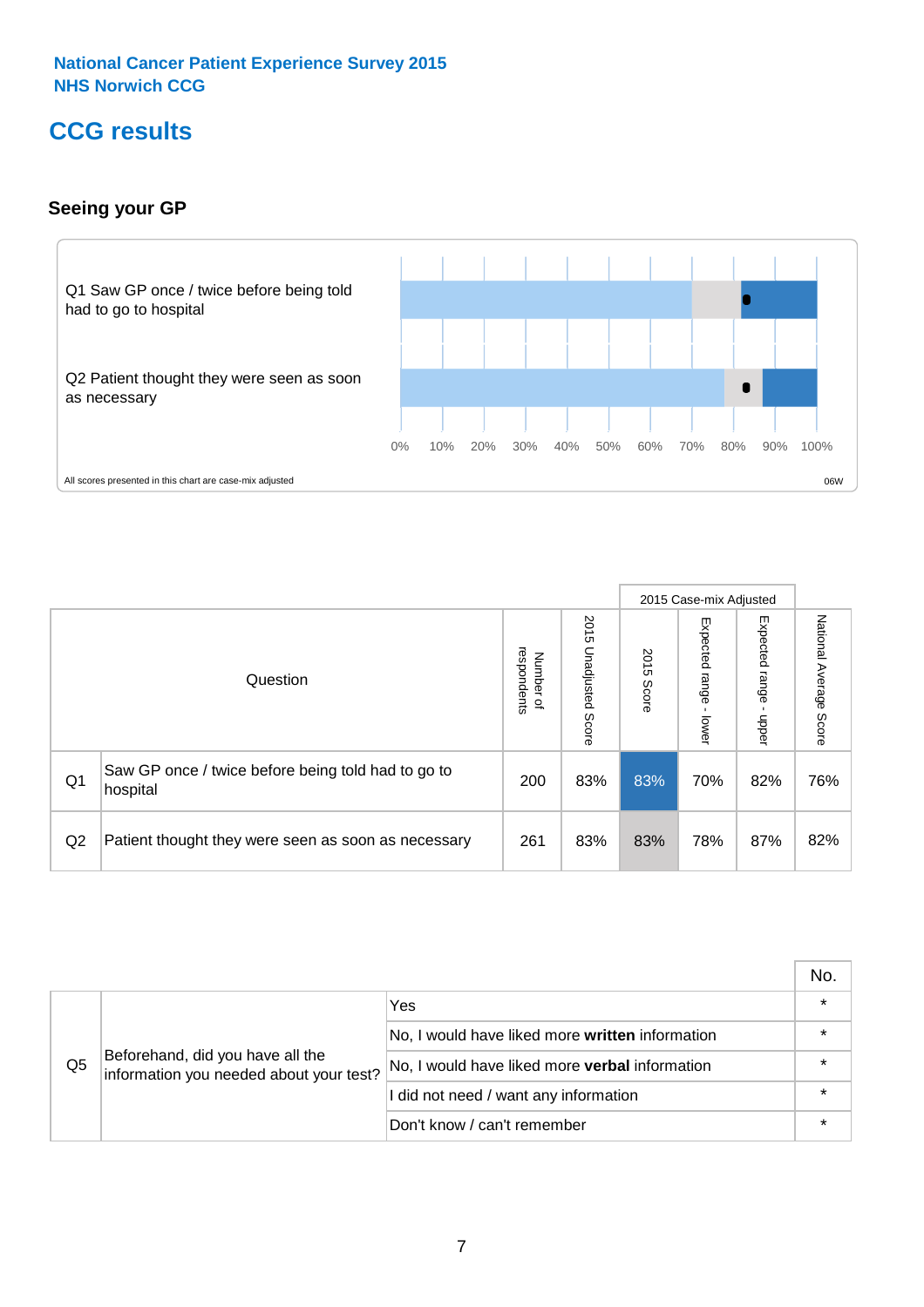National Cancer Patient Experience Survey 2015
NHS Norwich CCG

# CCG results

## Seeing your GP

Q1 Saw GP once / twice before being told had to go to hospital

Q2 Patient thought they were seen as soon as necessary

0% 10% 20% 30% 40% 50% 60% 70% 80% 90% 100%

All scores presented in this chart are case-mix adjusted

06W

| | Question | Number of respondents | 2015 Unadjusted Score | 2015 Case-mix Adjusted: 2015 Score | 2015 Case-mix Adjusted: Expected range - lower | 2015 Case-mix Adjusted: Expected range - upper | National Average Score |
|---|---|---|---|---|---|---|---|
| Q1 | Saw GP once / twice before being told had to go to hospital | 200 | 83% | 83% | 70% | 82% | 76% |
| Q2 | Patient thought they were seen as soon as necessary | 261 | 83% | 83% | 78% | 87% | 82% |

| | | | No. |
|---|---|---|---|
| Q5 | Beforehand, did you have all the information you needed about your test? | Yes | * |
| | | No, I would have liked more **written** information | * |
| | | No, I would have liked more **verbal** information | * |
| | | I did not need / want any information | * |
| | | Don't know / can't remember | * |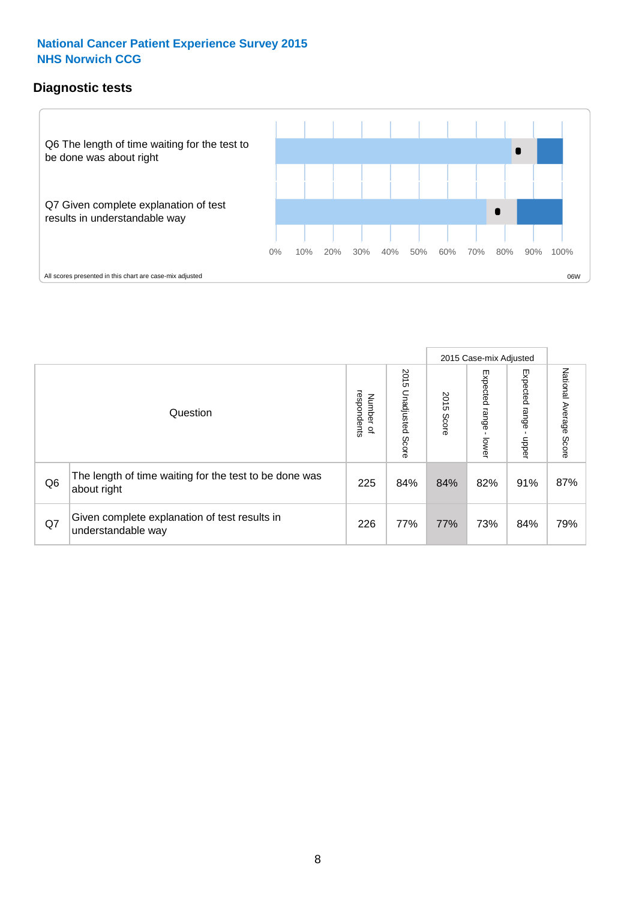National Cancer Patient Experience Survey 2015
NHS Norwich CCG

## Diagnostic tests

Q6 The length of time waiting for the test to be done was about right

Q7 Given complete explanation of test results in understandable way

0% 10% 20% 30% 40% 50% 60% 70% 80% 90% 100%

All scores presented in this chart are case-mix adjusted

06W

| | Question | Number of respondents | 2015 Unadjusted Score | 2015 Case-mix Adjusted: 2015 Score | 2015 Case-mix Adjusted: Expected range - lower | 2015 Case-mix Adjusted: Expected range - upper | National Average Score |
|---|---|---|---|---|---|---|---|
| Q6 | The length of time waiting for the test to be done was about right | 225 | 84% | 84% | 82% | 91% | 87% |
| Q7 | Given complete explanation of test results in understandable way | 226 | 77% | 77% | 73% | 84% | 79% |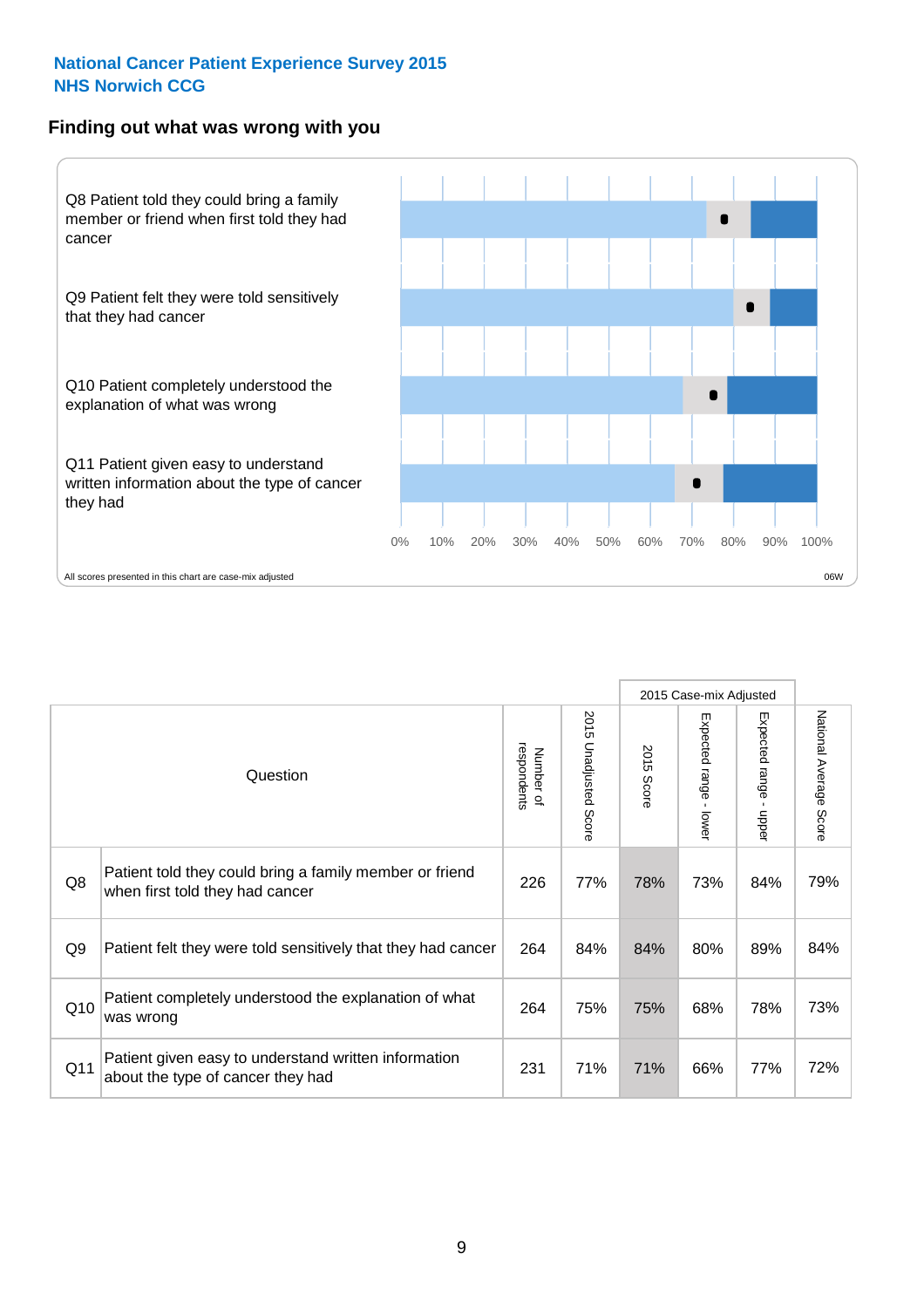**National Cancer Patient Experience Survey 2015**
**NHS Norwich CCG**

## Finding out what was wrong with you

Q8 Patient told they could bring a family member or friend when first told they had cancer

Q9 Patient felt they were told sensitively that they had cancer

Q10 Patient completely understood the explanation of what was wrong

Q11 Patient given easy to understand written information about the type of cancer they had

0% 10% 20% 30% 40% 50% 60% 70% 80% 90% 100%

All scores presented in this chart are case-mix adjusted

06W

| | Question | Number of respondents | 2015 Unadjusted Score | 2015 Case-mix Adjusted | | | National Average Score |
|---|---|---|---|---|---|---|---|
| | | | | 2015 Score | Expected range - lower | Expected range - upper | |
| Q8 | Patient told they could bring a family member or friend when first told they had cancer | 226 | 77% | 78% | 73% | 84% | 79% |
| Q9 | Patient felt they were told sensitively that they had cancer | 264 | 84% | 84% | 80% | 89% | 84% |
| Q10 | Patient completely understood the explanation of what was wrong | 264 | 75% | 75% | 68% | 78% | 73% |
| Q11 | Patient given easy to understand written information about the type of cancer they had | 231 | 71% | 71% | 66% | 77% | 72% |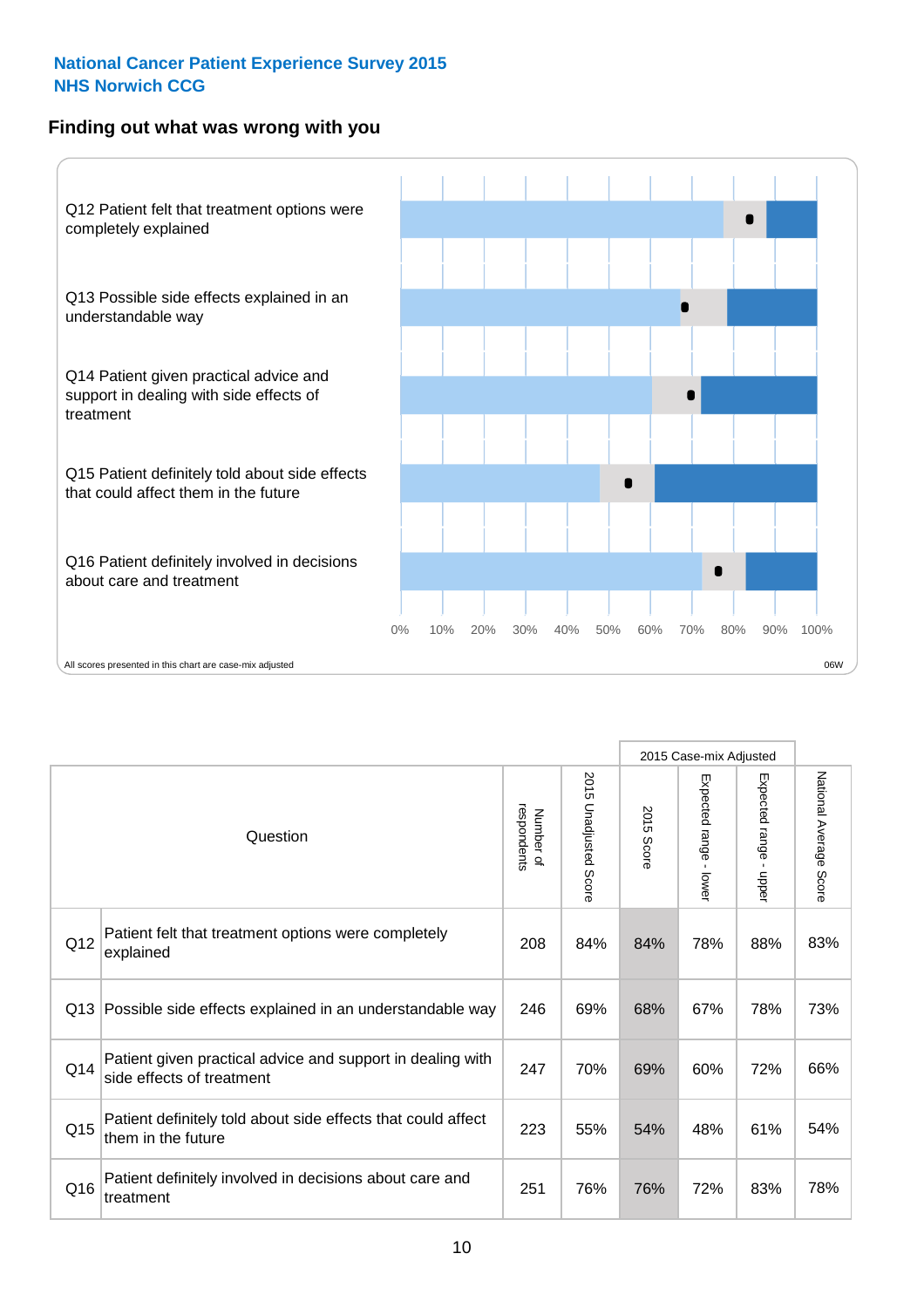**National Cancer Patient Experience Survey 2015**
**NHS Norwich CCG**

## Finding out what was wrong with you

Q12 Patient felt that treatment options were completely explained

Q13 Possible side effects explained in an understandable way

Q14 Patient given practical advice and support in dealing with side effects of treatment

Q15 Patient definitely told about side effects that could affect them in the future

Q16 Patient definitely involved in decisions about care and treatment

0% 10% 20% 30% 40% 50% 60% 70% 80% 90% 100%

All scores presented in this chart are case-mix adjusted

06W

| | Question | Number of respondents | 2015 Unadjusted Score | 2015 Case-mix Adjusted | | | National Average Score |
|---|---|---|---|---|---|---|---|
| | | | | 2015 Score | Expected range - lower | Expected range - upper | |
| Q12 | Patient felt that treatment options were completely explained | 208 | 84% | 84% | 78% | 88% | 83% |
| Q13 | Possible side effects explained in an understandable way | 246 | 69% | 68% | 67% | 78% | 73% |
| Q14 | Patient given practical advice and support in dealing with side effects of treatment | 247 | 70% | 69% | 60% | 72% | 66% |
| Q15 | Patient definitely told about side effects that could affect them in the future | 223 | 55% | 54% | 48% | 61% | 54% |
| Q16 | Patient definitely involved in decisions about care and treatment | 251 | 76% | 76% | 72% | 83% | 78% |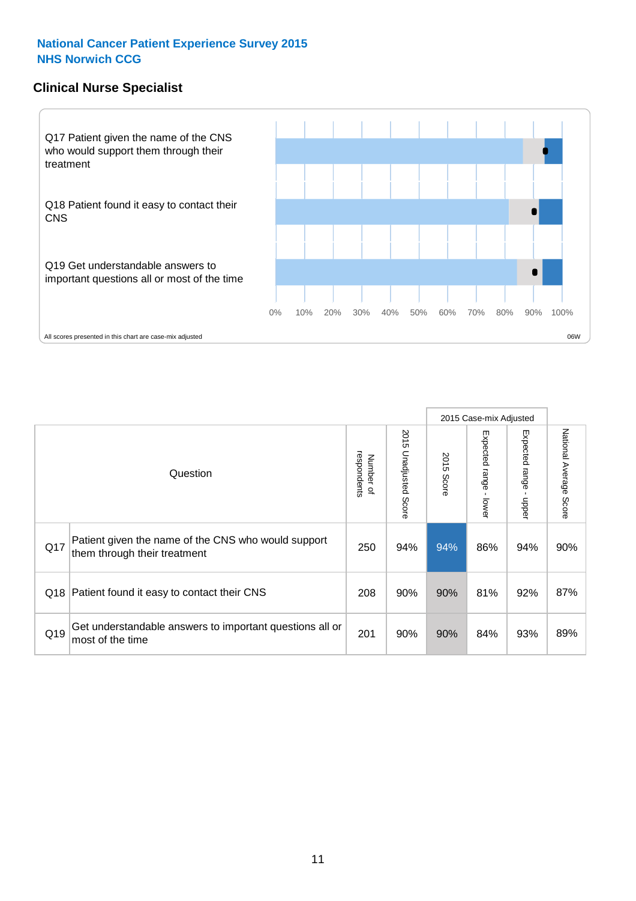**National Cancer Patient Experience Survey 2015**
**NHS Norwich CCG**

## Clinical Nurse Specialist

Q17 Patient given the name of the CNS who would support them through their treatment

Q18 Patient found it easy to contact their CNS

Q19 Get understandable answers to important questions all or most of the time

0% 10% 20% 30% 40% 50% 60% 70% 80% 90% 100%

All scores presented in this chart are case-mix adjusted

06W

| | Question | Number of respondents | 2015 Unadjusted Score | 2015 Case-mix Adjusted | | | National Average Score |
|---|---|---|---|---|---|---|---|
| | | | | 2015 Score | Expected range - lower | Expected range - upper | |
| Q17 | Patient given the name of the CNS who would support them through their treatment | 250 | 94% | 94% | 86% | 94% | 90% |
| Q18 | Patient found it easy to contact their CNS | 208 | 90% | 90% | 81% | 92% | 87% |
| Q19 | Get understandable answers to important questions all or most of the time | 201 | 90% | 90% | 84% | 93% | 89% |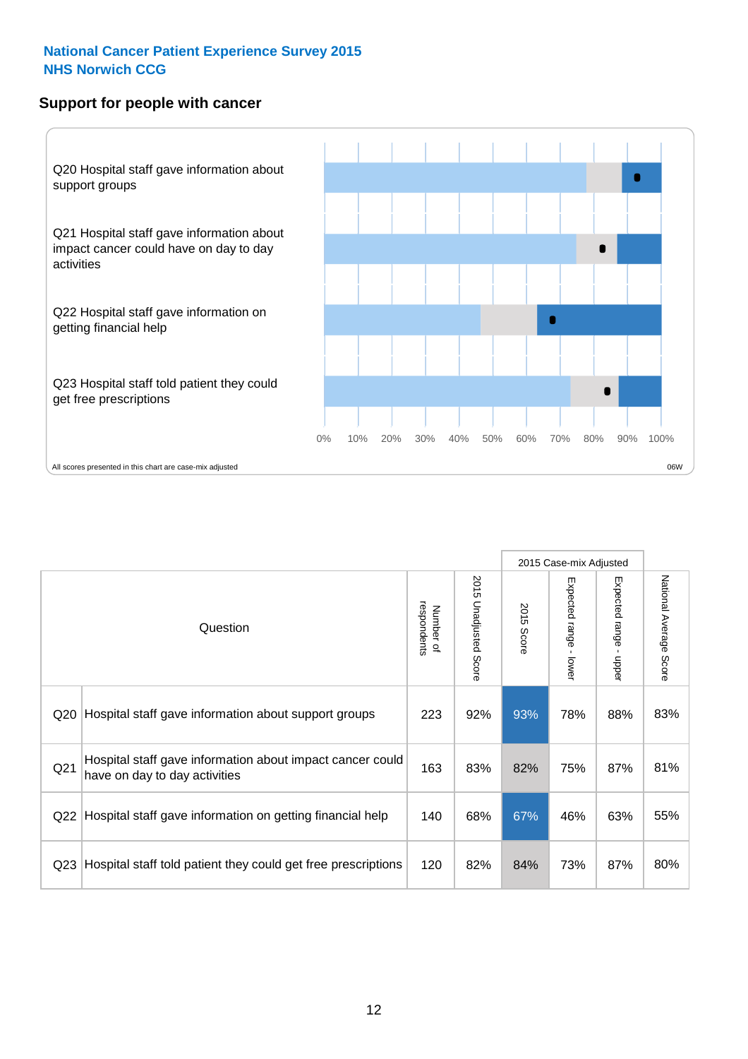National Cancer Patient Experience Survey 2015
NHS Norwich CCG

## Support for people with cancer

Q20 Hospital staff gave information about support groups

Q21 Hospital staff gave information about impact cancer could have on day to day activities

Q22 Hospital staff gave information on getting financial help

Q23 Hospital staff told patient they could get free prescriptions

0% 10% 20% 30% 40% 50% 60% 70% 80% 90% 100%

All scores presented in this chart are case-mix adjusted

06W

| | Question | Number of respondents | 2015 Unadjusted Score | 2015 Case-mix Adjusted: 2015 Score | 2015 Case-mix Adjusted: Expected range - lower | 2015 Case-mix Adjusted: Expected range - upper | National Average Score |
|---|---|---|---|---|---|---|---|
| Q20 | Hospital staff gave information about support groups | 223 | 92% | 93% | 78% | 88% | 83% |
| Q21 | Hospital staff gave information about impact cancer could have on day to day activities | 163 | 83% | 82% | 75% | 87% | 81% |
| Q22 | Hospital staff gave information on getting financial help | 140 | 68% | 67% | 46% | 63% | 55% |
| Q23 | Hospital staff told patient they could get free prescriptions | 120 | 82% | 84% | 73% | 87% | 80% |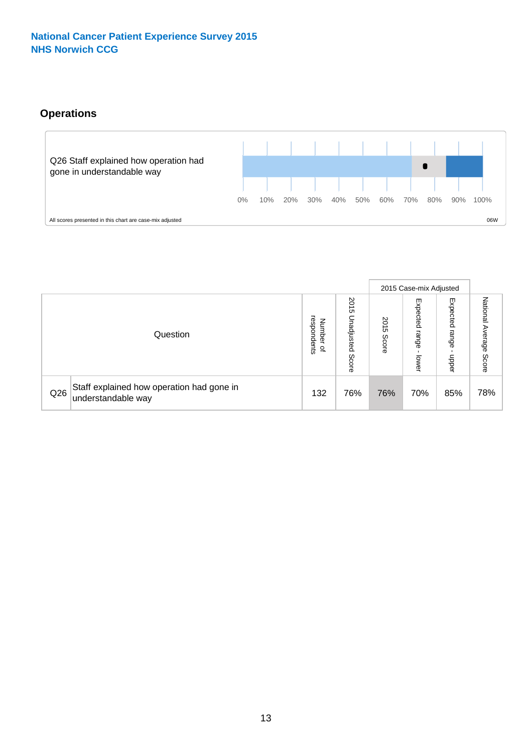National Cancer Patient Experience Survey 2015
NHS Norwich CCG

## Operations

Q26 Staff explained how operation had gone in understandable way

0% 10% 20% 30% 40% 50% 60% 70% 80% 90% 100%

All scores presented in this chart are case-mix adjusted

06W

| Question | | Number of respondents | 2015 Unadjusted Score | 2015 Case-mix Adjusted | | | National Average Score |
|---|---|---|---|---|---|---|---|
| | | | | 2015 Score | Expected range - lower | Expected range - upper | |
| Q26 | Staff explained how operation had gone in understandable way | 132 | 76% | 76% | 70% | 85% | 78% |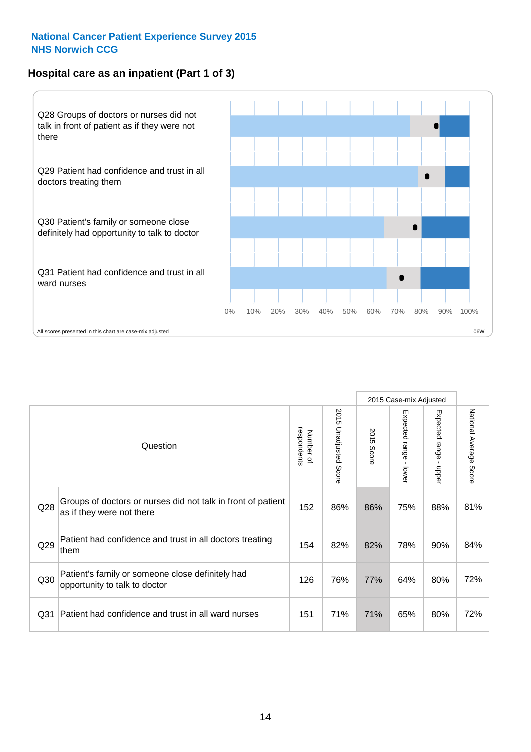**National Cancer Patient Experience Survey 2015**
**NHS Norwich CCG**

## Hospital care as an inpatient (Part 1 of 3)

Q28 Groups of doctors or nurses did not talk in front of patient as if they were not there

Q29 Patient had confidence and trust in all doctors treating them

Q30 Patient's family or someone close definitely had opportunity to talk to doctor

Q31 Patient had confidence and trust in all ward nurses

0% 10% 20% 30% 40% 50% 60% 70% 80% 90% 100%

All scores presented in this chart are case-mix adjusted

06W

| | Question | Number of respondents | 2015 Unadjusted Score | 2015 Case-mix Adjusted | | | National Average Score |
|---|---|---|---|---|---|---|---|
| | | | | 2015 Score | Expected range - lower | Expected range - upper | |
| Q28 | Groups of doctors or nurses did not talk in front of patient as if they were not there | 152 | 86% | 86% | 75% | 88% | 81% |
| Q29 | Patient had confidence and trust in all doctors treating them | 154 | 82% | 82% | 78% | 90% | 84% |
| Q30 | Patient's family or someone close definitely had opportunity to talk to doctor | 126 | 76% | 77% | 64% | 80% | 72% |
| Q31 | Patient had confidence and trust in all ward nurses | 151 | 71% | 71% | 65% | 80% | 72% |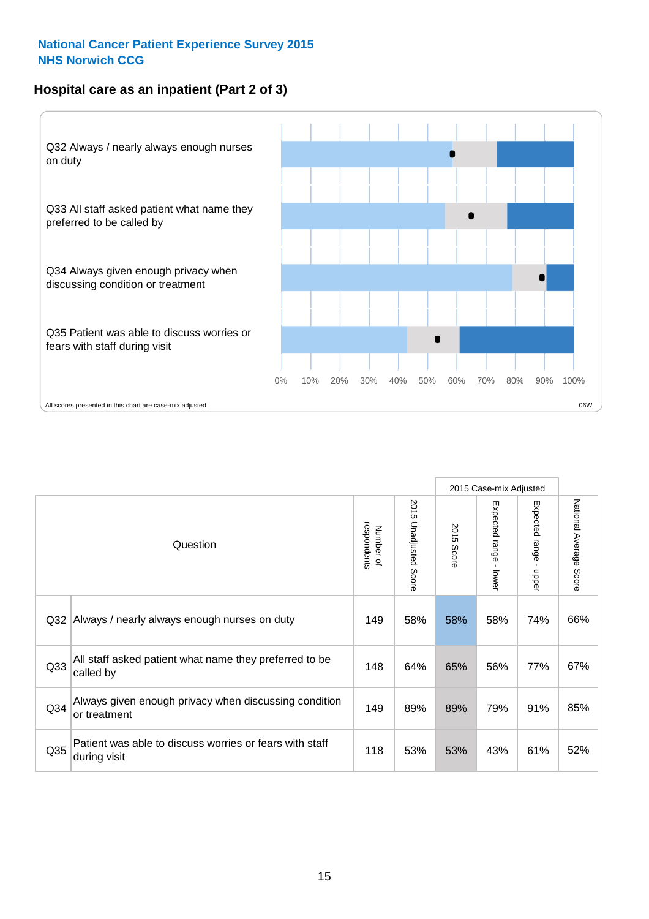National Cancer Patient Experience Survey 2015
NHS Norwich CCG

## Hospital care as an inpatient (Part 2 of 3)

Q32 Always / nearly always enough nurses on duty

Q33 All staff asked patient what name they preferred to be called by

Q34 Always given enough privacy when discussing condition or treatment

Q35 Patient was able to discuss worries or fears with staff during visit

0% 10% 20% 30% 40% 50% 60% 70% 80% 90% 100%

All scores presented in this chart are case-mix adjusted

06W

| | Question | Number of respondents | 2015 Unadjusted Score | 2015 Case-mix Adjusted: 2015 Score | 2015 Case-mix Adjusted: Expected range - lower | 2015 Case-mix Adjusted: Expected range - upper | National Average Score |
|---|---|---|---|---|---|---|---|
| Q32 | Always / nearly always enough nurses on duty | 149 | 58% | 58% | 58% | 74% | 66% |
| Q33 | All staff asked patient what name they preferred to be called by | 148 | 64% | 65% | 56% | 77% | 67% |
| Q34 | Always given enough privacy when discussing condition or treatment | 149 | 89% | 89% | 79% | 91% | 85% |
| Q35 | Patient was able to discuss worries or fears with staff during visit | 118 | 53% | 53% | 43% | 61% | 52% |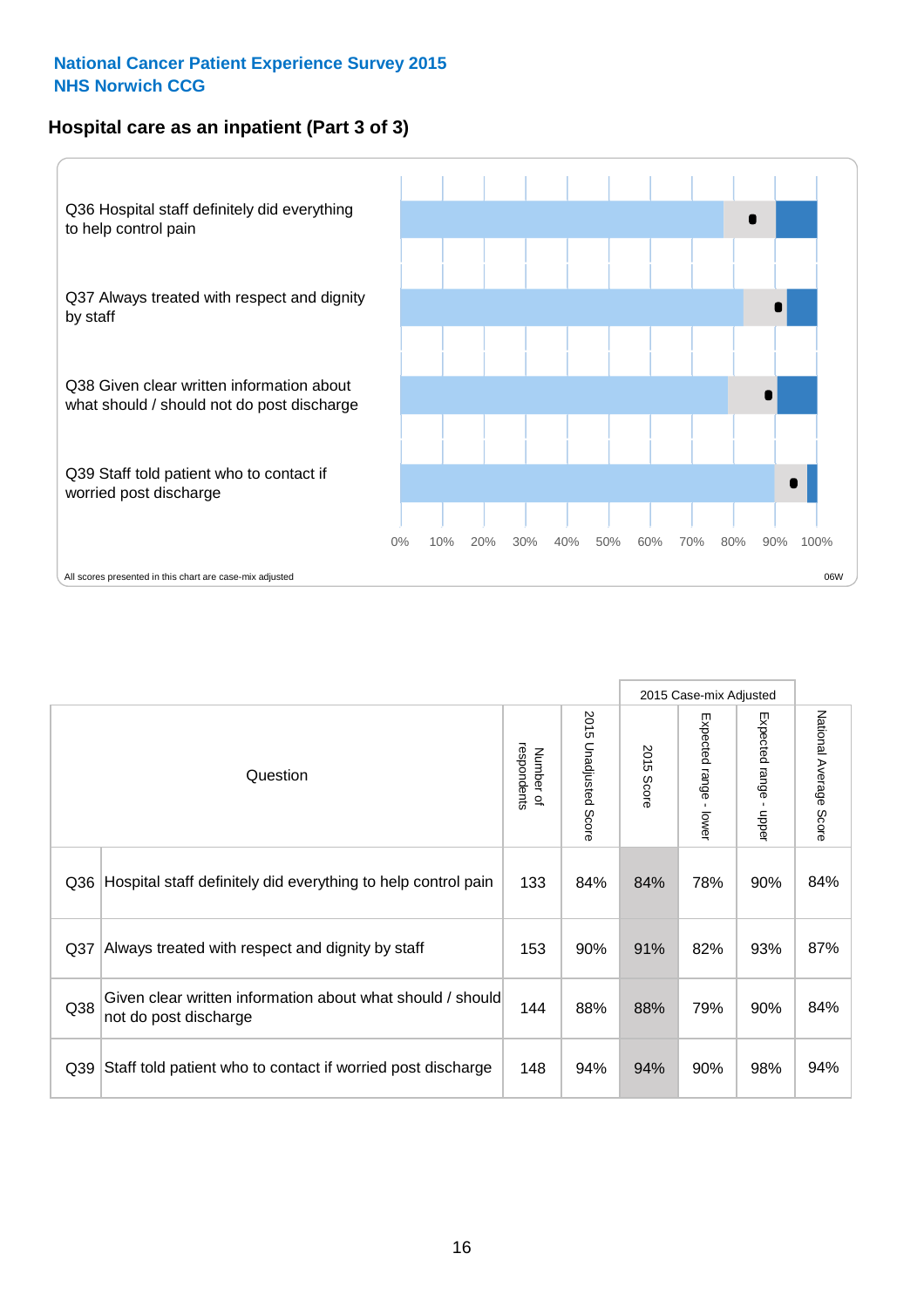National Cancer Patient Experience Survey 2015
NHS Norwich CCG

## Hospital care as an inpatient (Part 3 of 3)

Q36 Hospital staff definitely did everything to help control pain

Q37 Always treated with respect and dignity by staff

Q38 Given clear written information about what should / should not do post discharge

Q39 Staff told patient who to contact if worried post discharge

0% 10% 20% 30% 40% 50% 60% 70% 80% 90% 100%

All scores presented in this chart are case-mix adjusted

06W

| Question | | Number of respondents | 2015 Unadjusted Score | 2015 Case-mix Adjusted | | | National Average Score |
|---|---|---|---|---|---|---|---|
| | | | | 2015 Score | Expected range - lower | Expected range - upper | |
| Q36 | Hospital staff definitely did everything to help control pain | 133 | 84% | 84% | 78% | 90% | 84% |
| Q37 | Always treated with respect and dignity by staff | 153 | 90% | 91% | 82% | 93% | 87% |
| Q38 | Given clear written information about what should / should not do post discharge | 144 | 88% | 88% | 79% | 90% | 84% |
| Q39 | Staff told patient who to contact if worried post discharge | 148 | 94% | 94% | 90% | 98% | 94% |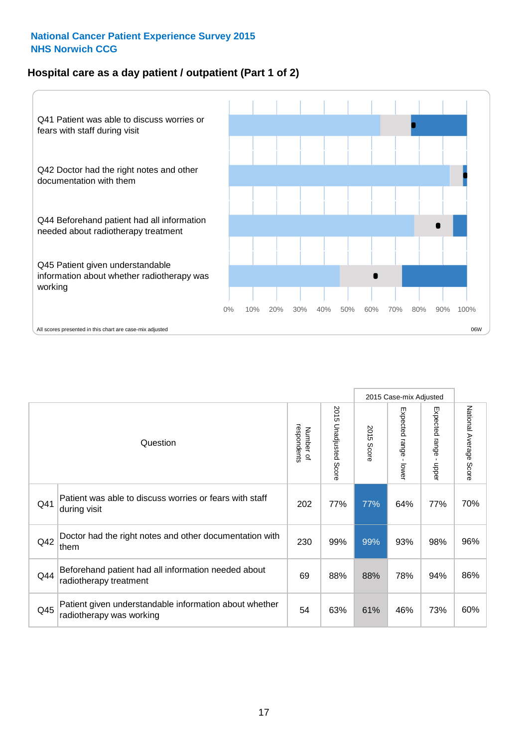**National Cancer Patient Experience Survey 2015**
**NHS Norwich CCG**

## Hospital care as a day patient / outpatient (Part 1 of 2)

Q41 Patient was able to discuss worries or fears with staff during visit

Q42 Doctor had the right notes and other documentation with them

Q44 Beforehand patient had all information needed about radiotherapy treatment

Q45 Patient given understandable information about whether radiotherapy was working

0% 10% 20% 30% 40% 50% 60% 70% 80% 90% 100%

All scores presented in this chart are case-mix adjusted

06W

| | Question | Number of respondents | 2015 Unadjusted Score | 2015 Case-mix Adjusted: 2015 Score | 2015 Case-mix Adjusted: Expected range - lower | 2015 Case-mix Adjusted: Expected range - upper | National Average Score |
|---|---|---|---|---|---|---|---|
| Q41 | Patient was able to discuss worries or fears with staff during visit | 202 | 77% | 77% | 64% | 77% | 70% |
| Q42 | Doctor had the right notes and other documentation with them | 230 | 99% | 99% | 93% | 98% | 96% |
| Q44 | Beforehand patient had all information needed about radiotherapy treatment | 69 | 88% | 88% | 78% | 94% | 86% |
| Q45 | Patient given understandable information about whether radiotherapy was working | 54 | 63% | 61% | 46% | 73% | 60% |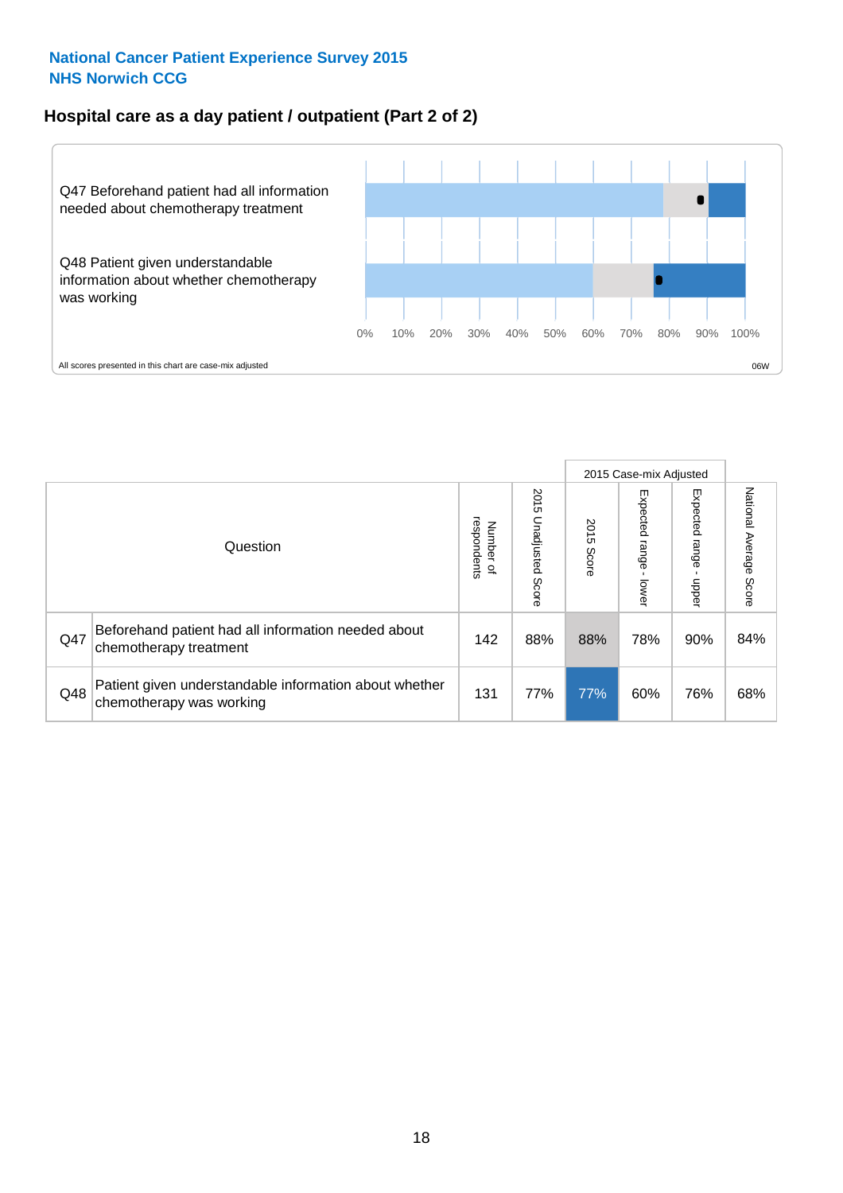National Cancer Patient Experience Survey 2015
NHS Norwich CCG

## Hospital care as a day patient / outpatient (Part 2 of 2)

Q47 Beforehand patient had all information needed about chemotherapy treatment

Q48 Patient given understandable information about whether chemotherapy was working

0% 10% 20% 30% 40% 50% 60% 70% 80% 90% 100%

All scores presented in this chart are case-mix adjusted

06W

| | Question | Number of respondents | 2015 Unadjusted Score | 2015 Case-mix Adjusted: 2015 Score | 2015 Case-mix Adjusted: Expected range - lower | 2015 Case-mix Adjusted: Expected range - upper | National Average Score |
|---|---|---|---|---|---|---|---|
| Q47 | Beforehand patient had all information needed about chemotherapy treatment | 142 | 88% | 88% | 78% | 90% | 84% |
| Q48 | Patient given understandable information about whether chemotherapy was working | 131 | 77% | 77% | 60% | 76% | 68% |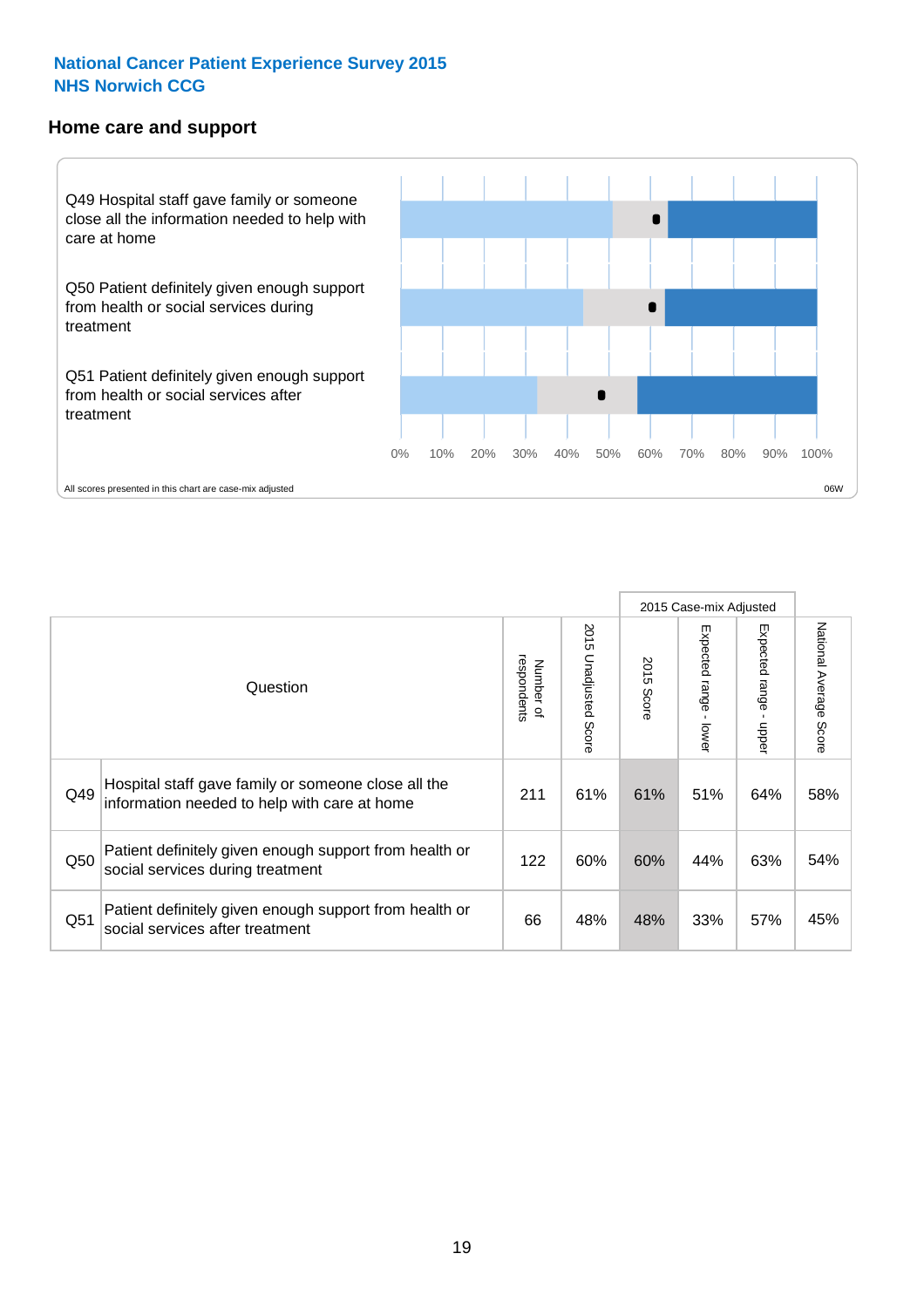**National Cancer Patient Experience Survey 2015**
**NHS Norwich CCG**

## Home care and support

Q49 Hospital staff gave family or someone close all the information needed to help with care at home

Q50 Patient definitely given enough support from health or social services during treatment

Q51 Patient definitely given enough support from health or social services after treatment

0% 10% 20% 30% 40% 50% 60% 70% 80% 90% 100%

All scores presented in this chart are case-mix adjusted

06W

| | Question | Number of respondents | 2015 Unadjusted Score | 2015 Case-mix Adjusted | | | National Average Score |
|---|---|---|---|---|---|---|---|
| | | | | 2015 Score | Expected range - lower | Expected range - upper | |
| Q49 | Hospital staff gave family or someone close all the information needed to help with care at home | 211 | 61% | 61% | 51% | 64% | 58% |
| Q50 | Patient definitely given enough support from health or social services during treatment | 122 | 60% | 60% | 44% | 63% | 54% |
| Q51 | Patient definitely given enough support from health or social services after treatment | 66 | 48% | 48% | 33% | 57% | 45% |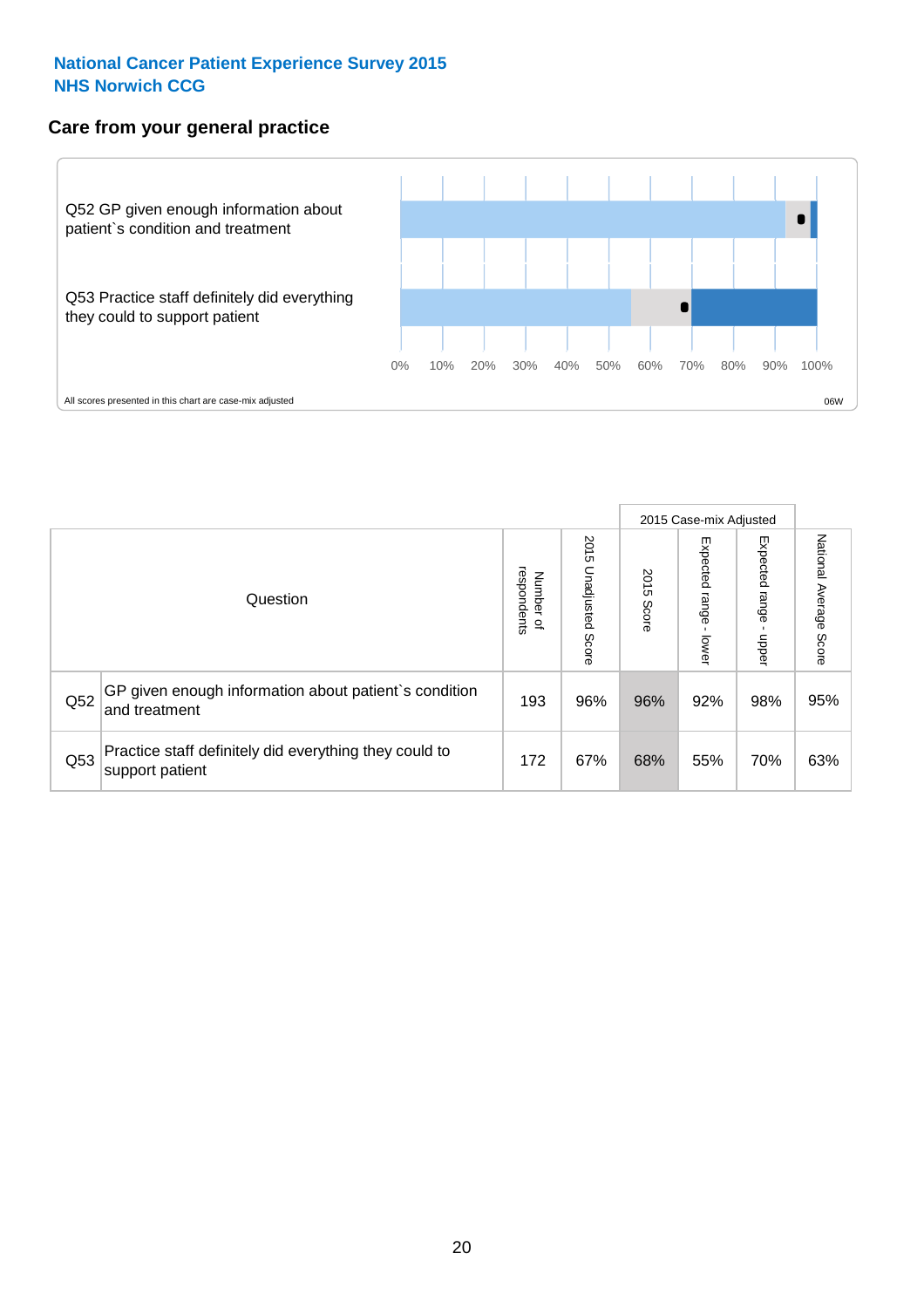**National Cancer Patient Experience Survey 2015**
**NHS Norwich CCG**

## Care from your general practice

Q52 GP given enough information about patient`s condition and treatment

Q53 Practice staff definitely did everything they could to support patient

0% 10% 20% 30% 40% 50% 60% 70% 80% 90% 100%

All scores presented in this chart are case-mix adjusted

06W

| | Question | Number of respondents | 2015 Unadjusted Score | 2015 Case-mix Adjusted: 2015 Score | 2015 Case-mix Adjusted: Expected range - lower | 2015 Case-mix Adjusted: Expected range - upper | National Average Score |
|---|---|---|---|---|---|---|---|
| Q52 | GP given enough information about patient`s condition and treatment | 193 | 96% | 96% | 92% | 98% | 95% |
| Q53 | Practice staff definitely did everything they could to support patient | 172 | 67% | 68% | 55% | 70% | 63% |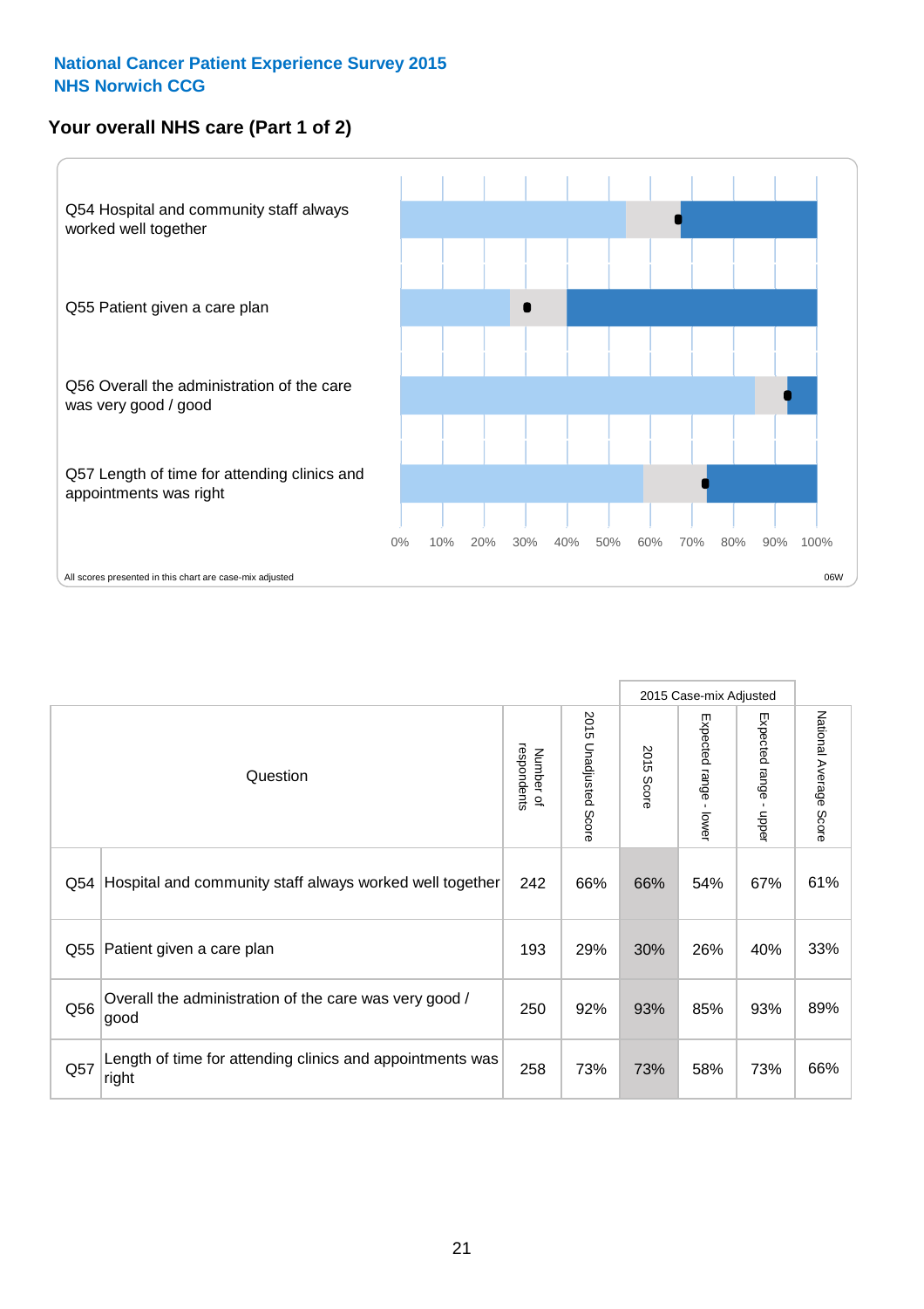National Cancer Patient Experience Survey 2015
NHS Norwich CCG

## Your overall NHS care (Part 1 of 2)

Q54 Hospital and community staff always worked well together

Q55 Patient given a care plan

Q56 Overall the administration of the care was very good / good

Q57 Length of time for attending clinics and appointments was right

0% 10% 20% 30% 40% 50% 60% 70% 80% 90% 100%

All scores presented in this chart are case-mix adjusted

06W

| Question | | Number of respondents | 2015 Unadjusted Score | 2015 Case-mix Adjusted | | | National Average Score |
|---|---|---|---|---|---|---|---|
| | | | | 2015 Score | Expected range - lower | Expected range - upper | |
| Q54 | Hospital and community staff always worked well together | 242 | 66% | 66% | 54% | 67% | 61% |
| Q55 | Patient given a care plan | 193 | 29% | 30% | 26% | 40% | 33% |
| Q56 | Overall the administration of the care was very good / good | 250 | 92% | 93% | 85% | 93% | 89% |
| Q57 | Length of time for attending clinics and appointments was right | 258 | 73% | 73% | 58% | 73% | 66% |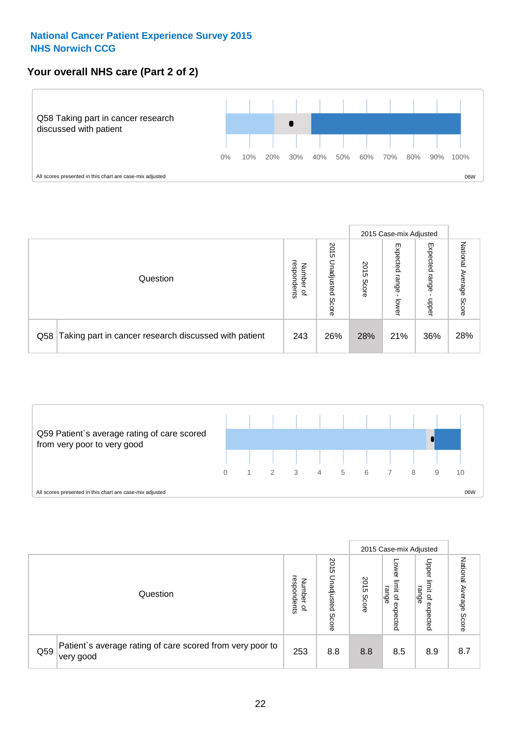**National Cancer Patient Experience Survey 2015**
**NHS Norwich CCG**

## Your overall NHS care (Part 2 of 2)

Q58 Taking part in cancer research discussed with patient

0% 10% 20% 30% 40% 50% 60% 70% 80% 90% 100%

All scores presented in this chart are case-mix adjusted

06W

| Question | | Number of respondents | 2015 Unadjusted Score | 2015 Case-mix Adjusted | | | National Average Score |
|---|---|---|---|---|---|---|---|
| | | | | 2015 Score | Expected range - lower | Expected range - upper | |
| Q58 | Taking part in cancer research discussed with patient | 243 | 26% | 28% | 21% | 36% | 28% |

Q59 Patient`s average rating of care scored from very poor to very good

0 1 2 3 4 5 6 7 8 9 10

All scores presented in this chart are case-mix adjusted

06W

| Question | | Number of respondents | 2015 Unadjusted Score | 2015 Case-mix Adjusted | | | National Average Score |
|---|---|---|---|---|---|---|---|
| | | | | 2015 Score | Lower limit of expected range | Upper limit of expected range | |
| Q59 | Patient`s average rating of care scored from very poor to very good | 253 | 8.8 | 8.8 | 8.5 | 8.9 | 8.7 |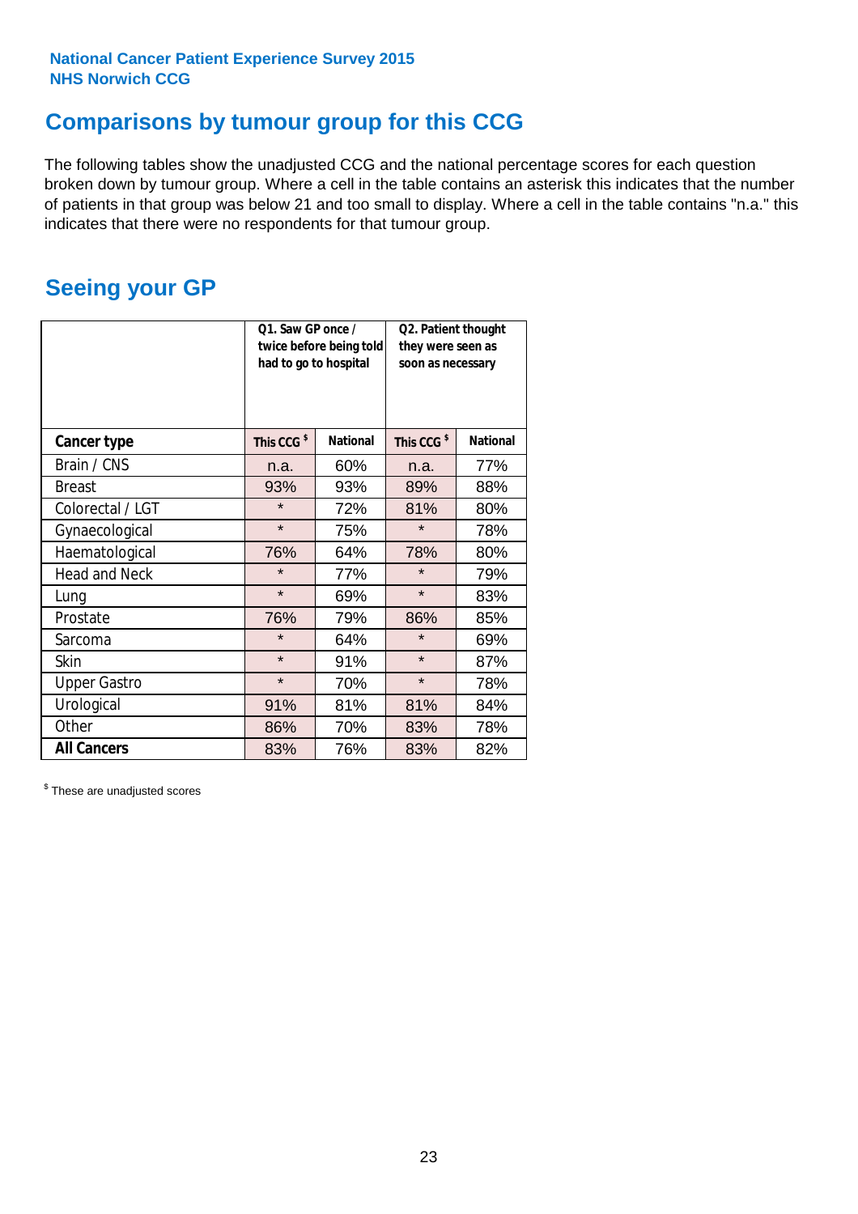National Cancer Patient Experience Survey 2015
NHS Norwich CCG

## Comparisons by tumour group for this CCG

The following tables show the unadjusted CCG and the national percentage scores for each question broken down by tumour group. Where a cell in the table contains an asterisk this indicates that the number of patients in that group was below 21 and too small to display. Where a cell in the table contains "n.a." this indicates that there were no respondents for that tumour group.

## Seeing your GP

| | Q1. Saw GP once / twice before being told had to go to hospital | | Q2. Patient thought they were seen as soon as necessary | |
|---|---|---|---|---|
| **Cancer type** | This CCG $ | National | This CCG $ | National |
| Brain / CNS | n.a. | 60% | n.a. | 77% |
| Breast | 93% | 93% | 89% | 88% |
| Colorectal / LGT | * | 72% | 81% | 80% |
| Gynaecological | * | 75% | * | 78% |
| Haematological | 76% | 64% | 78% | 80% |
| Head and Neck | * | 77% | * | 79% |
| Lung | * | 69% | * | 83% |
| Prostate | 76% | 79% | 86% | 85% |
| Sarcoma | * | 64% | * | 69% |
| Skin | * | 91% | * | 87% |
| Upper Gastro | * | 70% | * | 78% |
| Urological | 91% | 81% | 81% | 84% |
| Other | 86% | 70% | 83% | 78% |
| **All Cancers** | 83% | 76% | 83% | 82% |

$ These are unadjusted scores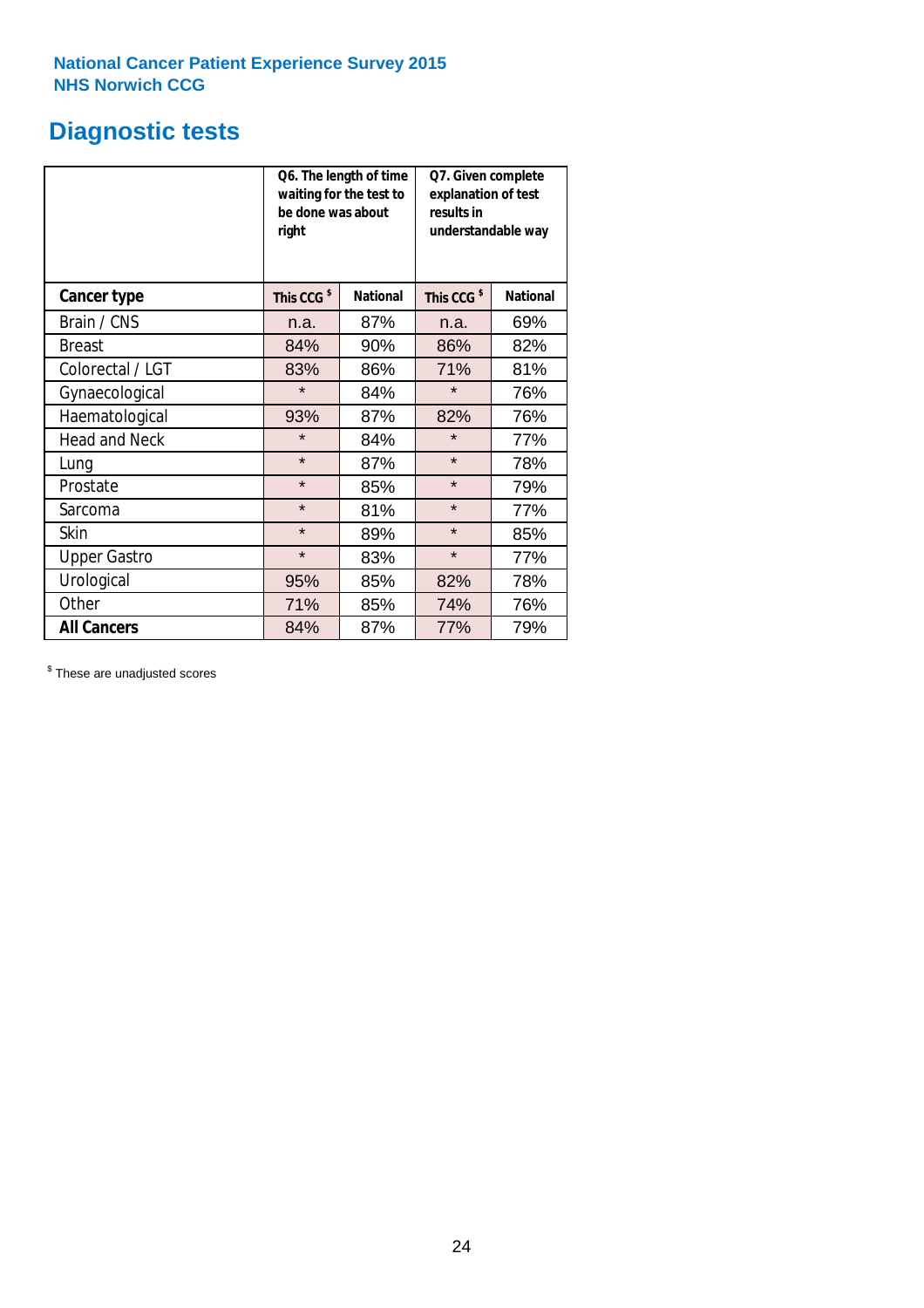National Cancer Patient Experience Survey 2015
NHS Norwich CCG

# Diagnostic tests

| | Q6. The length of time waiting for the test to be done was about right | | Q7. Given complete explanation of test results in understandable way | |
|---|---|---|---|---|
| **Cancer type** | **This CCG $** | **National** | **This CCG $** | **National** |
| Brain / CNS | n.a. | 87% | n.a. | 69% |
| Breast | 84% | 90% | 86% | 82% |
| Colorectal / LGT | 83% | 86% | 71% | 81% |
| Gynaecological | * | 84% | * | 76% |
| Haematological | 93% | 87% | 82% | 76% |
| Head and Neck | * | 84% | * | 77% |
| Lung | * | 87% | * | 78% |
| Prostate | * | 85% | * | 79% |
| Sarcoma | * | 81% | * | 77% |
| Skin | * | 89% | * | 85% |
| Upper Gastro | * | 83% | * | 77% |
| Urological | 95% | 85% | 82% | 78% |
| Other | 71% | 85% | 74% | 76% |
| **All Cancers** | 84% | 87% | 77% | 79% |

$ These are unadjusted scores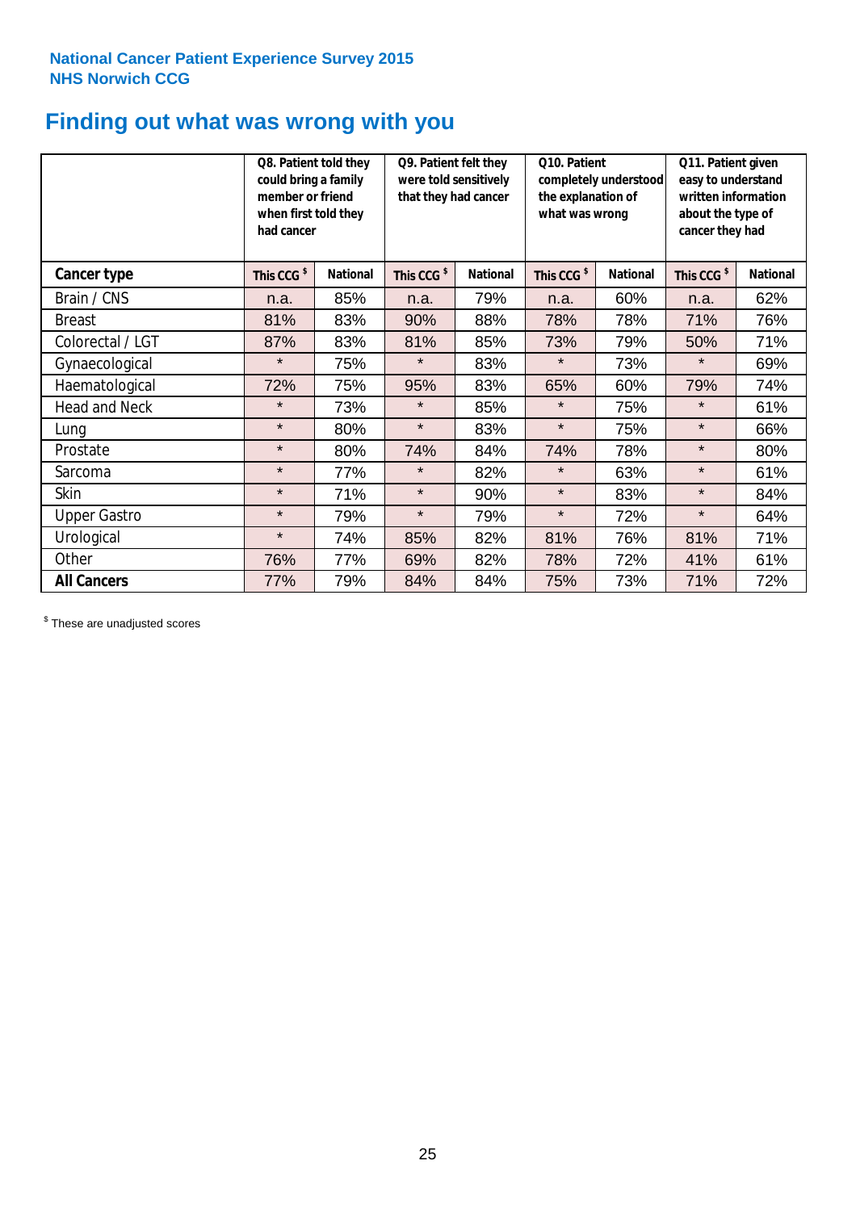**National Cancer Patient Experience Survey 2015**
**NHS Norwich CCG**

# Finding out what was wrong with you

| | Q8. Patient told they could bring a family member or friend when first told they had cancer | | Q9. Patient felt they were told sensitively that they had cancer | | Q10. Patient completely understood the explanation of what was wrong | | Q11. Patient given easy to understand written information about the type of cancer they had | |
|---|---|---|---|---|---|---|---|---|
| **Cancer type** | **This CCG $** | **National** | **This CCG $** | **National** | **This CCG $** | **National** | **This CCG $** | **National** |
| Brain / CNS | n.a. | 85% | n.a. | 79% | n.a. | 60% | n.a. | 62% |
| Breast | 81% | 83% | 90% | 88% | 78% | 78% | 71% | 76% |
| Colorectal / LGT | 87% | 83% | 81% | 85% | 73% | 79% | 50% | 71% |
| Gynaecological | * | 75% | * | 83% | * | 73% | * | 69% |
| Haematological | 72% | 75% | 95% | 83% | 65% | 60% | 79% | 74% |
| Head and Neck | * | 73% | * | 85% | * | 75% | * | 61% |
| Lung | * | 80% | * | 83% | * | 75% | * | 66% |
| Prostate | * | 80% | 74% | 84% | 74% | 78% | * | 80% |
| Sarcoma | * | 77% | * | 82% | * | 63% | * | 61% |
| Skin | * | 71% | * | 90% | * | 83% | * | 84% |
| Upper Gastro | * | 79% | * | 79% | * | 72% | * | 64% |
| Urological | * | 74% | 85% | 82% | 81% | 76% | 81% | 71% |
| Other | 76% | 77% | 69% | 82% | 78% | 72% | 41% | 61% |
| **All Cancers** | 77% | 79% | 84% | 84% | 75% | 73% | 71% | 72% |

$ These are unadjusted scores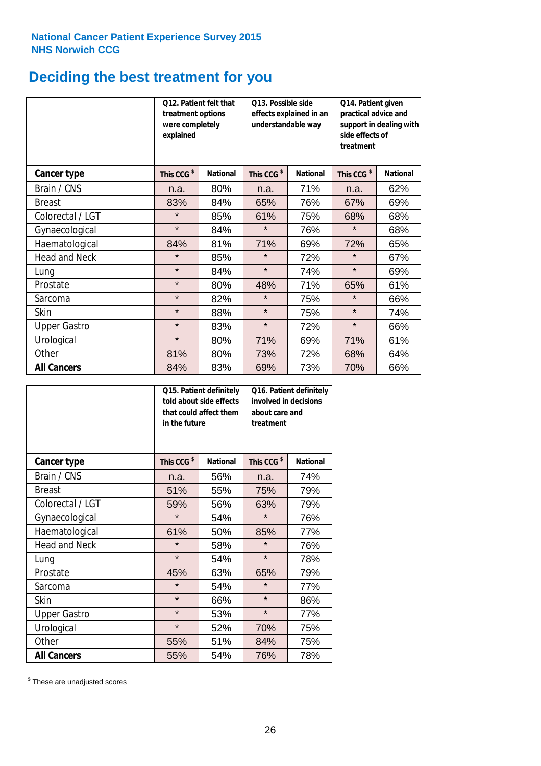National Cancer Patient Experience Survey 2015
NHS Norwich CCG

# Deciding the best treatment for you

| | Q12. Patient felt that treatment options were completely explained | | Q13. Possible side effects explained in an understandable way | | Q14. Patient given practical advice and support in dealing with side effects of treatment | |
|---|---|---|---|---|---|---|
| **Cancer type** | This CCG $ | National | This CCG $ | National | This CCG $ | National |
| Brain / CNS | n.a. | 80% | n.a. | 71% | n.a. | 62% |
| Breast | 83% | 84% | 65% | 76% | 67% | 69% |
| Colorectal / LGT | * | 85% | 61% | 75% | 68% | 68% |
| Gynaecological | * | 84% | * | 76% | * | 68% |
| Haematological | 84% | 81% | 71% | 69% | 72% | 65% |
| Head and Neck | * | 85% | * | 72% | * | 67% |
| Lung | * | 84% | * | 74% | * | 69% |
| Prostate | * | 80% | 48% | 71% | 65% | 61% |
| Sarcoma | * | 82% | * | 75% | * | 66% |
| Skin | * | 88% | * | 75% | * | 74% |
| Upper Gastro | * | 83% | * | 72% | * | 66% |
| Urological | * | 80% | 71% | 69% | 71% | 61% |
| Other | 81% | 80% | 73% | 72% | 68% | 64% |
| **All Cancers** | 84% | 83% | 69% | 73% | 70% | 66% |

| | Q15. Patient definitely told about side effects that could affect them in the future | | Q16. Patient definitely involved in decisions about care and treatment | |
|---|---|---|---|---|
| **Cancer type** | This CCG $ | National | This CCG $ | National |
| Brain / CNS | n.a. | 56% | n.a. | 74% |
| Breast | 51% | 55% | 75% | 79% |
| Colorectal / LGT | 59% | 56% | 63% | 79% |
| Gynaecological | * | 54% | * | 76% |
| Haematological | 61% | 50% | 85% | 77% |
| Head and Neck | * | 58% | * | 76% |
| Lung | * | 54% | * | 78% |
| Prostate | 45% | 63% | 65% | 79% |
| Sarcoma | * | 54% | * | 77% |
| Skin | * | 66% | * | 86% |
| Upper Gastro | * | 53% | * | 77% |
| Urological | * | 52% | 70% | 75% |
| Other | 55% | 51% | 84% | 75% |
| **All Cancers** | 55% | 54% | 76% | 78% |

$ These are unadjusted scores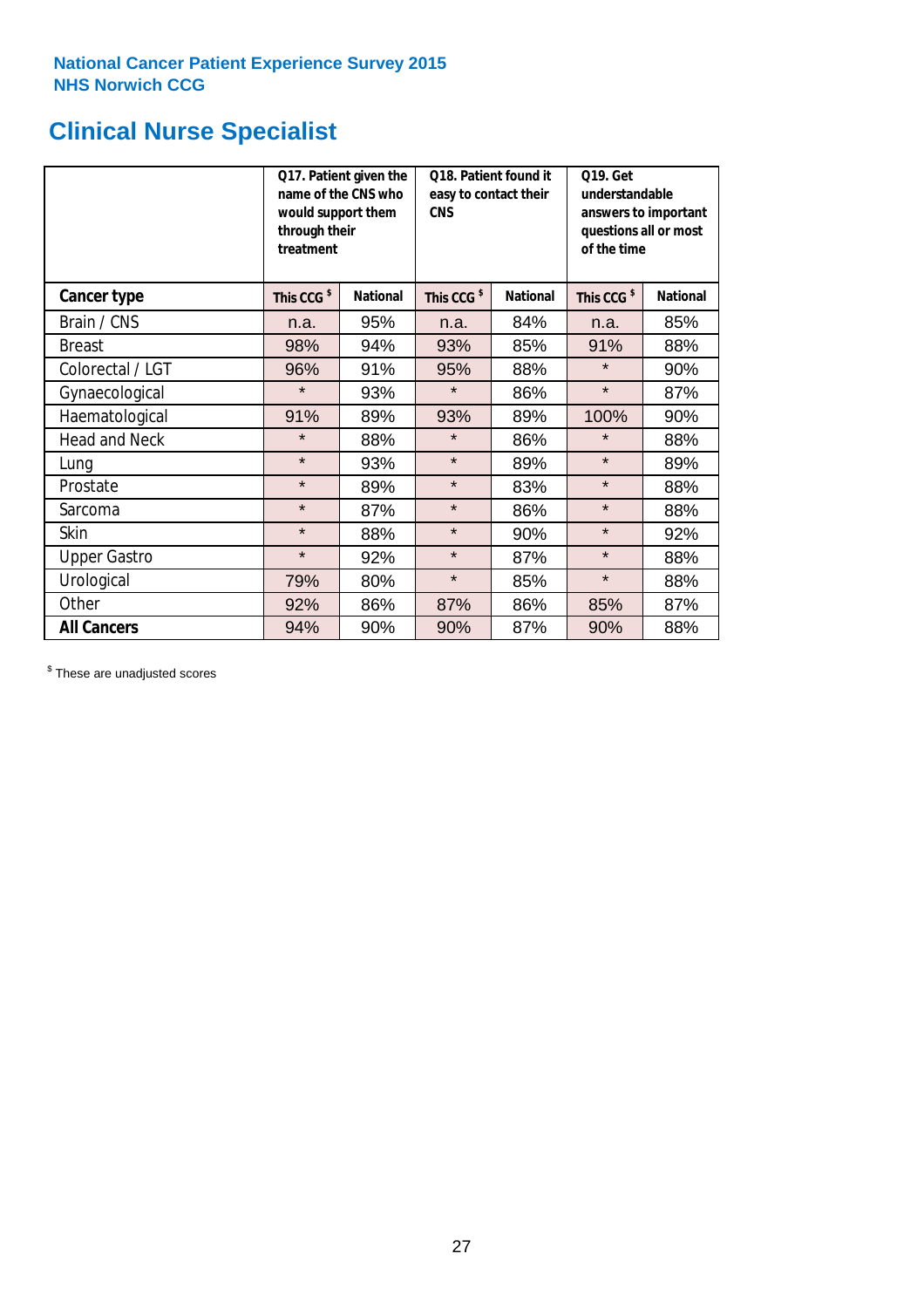National Cancer Patient Experience Survey 2015
NHS Norwich CCG

# Clinical Nurse Specialist

| | Q17. Patient given the name of the CNS who would support them through their treatment | | Q18. Patient found it easy to contact their CNS | | Q19. Get understandable answers to important questions all or most of the time | |
|---|---|---|---|---|---|---|
| **Cancer type** | **This CCG $** | **National** | **This CCG $** | **National** | **This CCG $** | **National** |
| Brain / CNS | n.a. | 95% | n.a. | 84% | n.a. | 85% |
| Breast | 98% | 94% | 93% | 85% | 91% | 88% |
| Colorectal / LGT | 96% | 91% | 95% | 88% | * | 90% |
| Gynaecological | * | 93% | * | 86% | * | 87% |
| Haematological | 91% | 89% | 93% | 89% | 100% | 90% |
| Head and Neck | * | 88% | * | 86% | * | 88% |
| Lung | * | 93% | * | 89% | * | 89% |
| Prostate | * | 89% | * | 83% | * | 88% |
| Sarcoma | * | 87% | * | 86% | * | 88% |
| Skin | * | 88% | * | 90% | * | 92% |
| Upper Gastro | * | 92% | * | 87% | * | 88% |
| Urological | 79% | 80% | * | 85% | * | 88% |
| Other | 92% | 86% | 87% | 86% | 85% | 87% |
| **All Cancers** | 94% | 90% | 90% | 87% | 90% | 88% |

$ These are unadjusted scores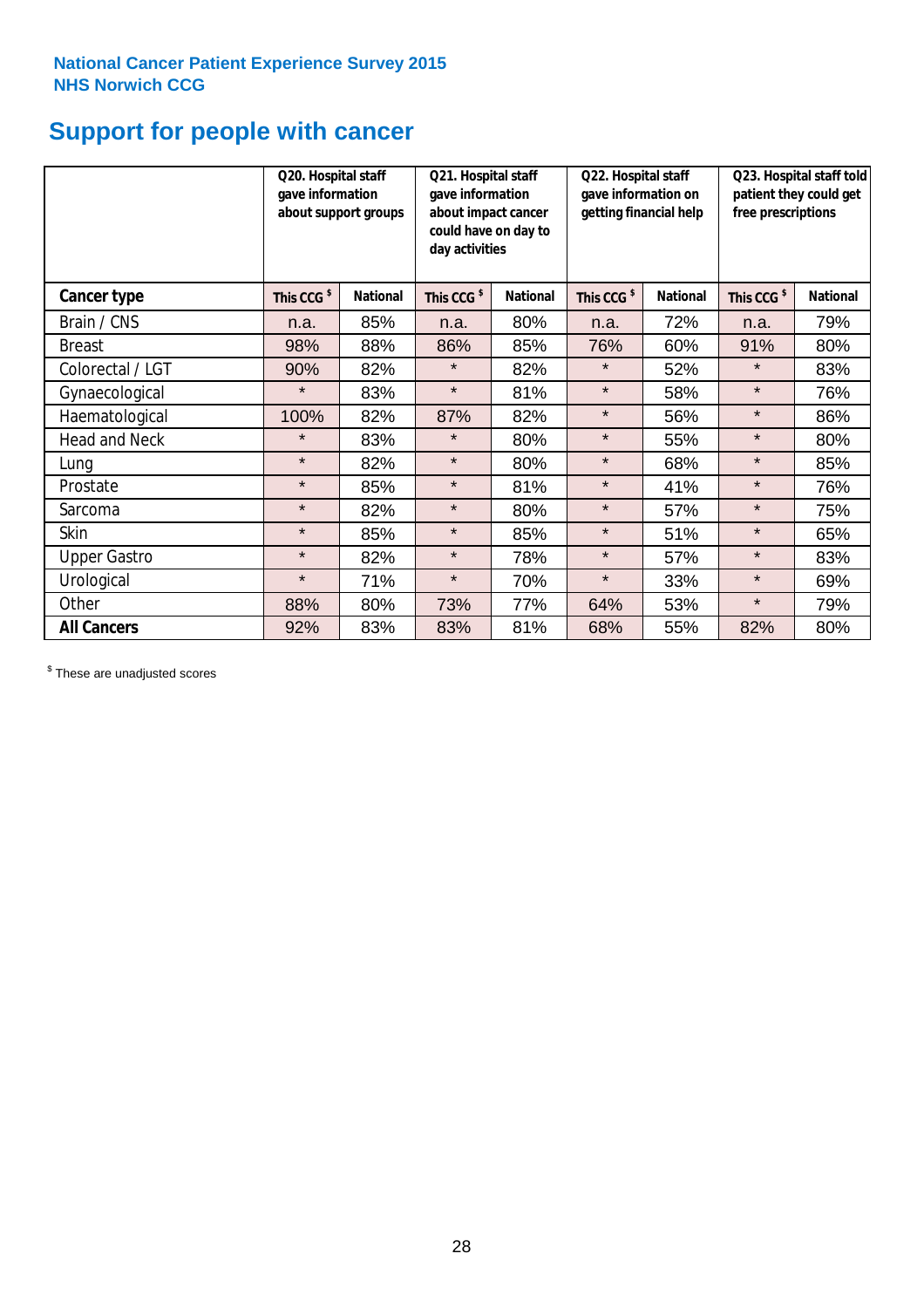National Cancer Patient Experience Survey 2015
NHS Norwich CCG

# Support for people with cancer

| | Q20. Hospital staff gave information about support groups | | Q21. Hospital staff gave information about impact cancer could have on day to day activities | | Q22. Hospital staff gave information on getting financial help | | Q23. Hospital staff told patient they could get free prescriptions | |
|---|---|---|---|---|---|---|---|---|
| **Cancer type** | This CCG $ | National | This CCG $ | National | This CCG $ | National | This CCG $ | National |
| Brain / CNS | n.a. | 85% | n.a. | 80% | n.a. | 72% | n.a. | 79% |
| Breast | 98% | 88% | 86% | 85% | 76% | 60% | 91% | 80% |
| Colorectal / LGT | 90% | 82% | * | 82% | * | 52% | * | 83% |
| Gynaecological | * | 83% | * | 81% | * | 58% | * | 76% |
| Haematological | 100% | 82% | 87% | 82% | * | 56% | * | 86% |
| Head and Neck | * | 83% | * | 80% | * | 55% | * | 80% |
| Lung | * | 82% | * | 80% | * | 68% | * | 85% |
| Prostate | * | 85% | * | 81% | * | 41% | * | 76% |
| Sarcoma | * | 82% | * | 80% | * | 57% | * | 75% |
| Skin | * | 85% | * | 85% | * | 51% | * | 65% |
| Upper Gastro | * | 82% | * | 78% | * | 57% | * | 83% |
| Urological | * | 71% | * | 70% | * | 33% | * | 69% |
| Other | 88% | 80% | 73% | 77% | 64% | 53% | * | 79% |
| **All Cancers** | 92% | 83% | 83% | 81% | 68% | 55% | 82% | 80% |

$ These are unadjusted scores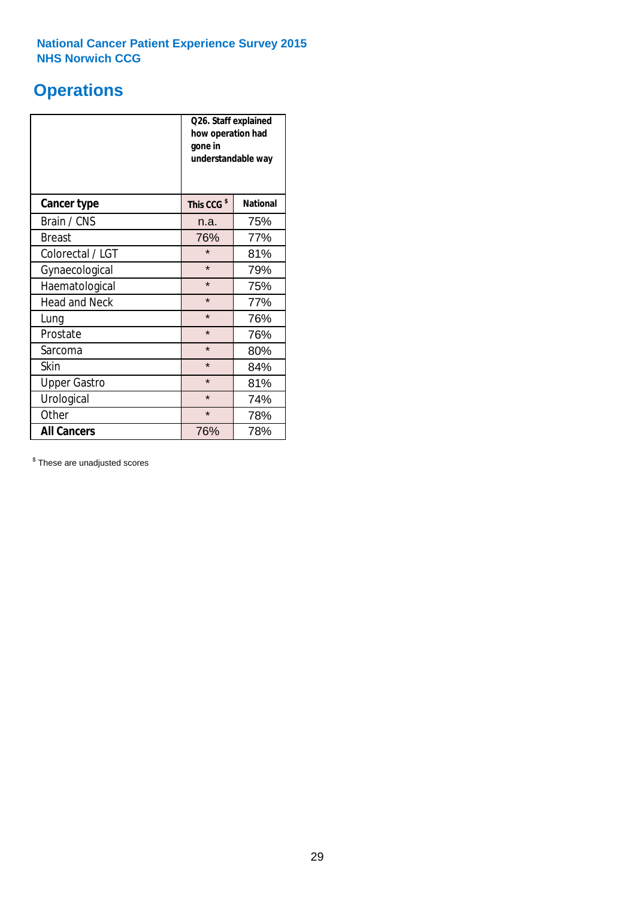National Cancer Patient Experience Survey 2015
NHS Norwich CCG

# Operations

| | Q26. Staff explained how operation had gone in understandable way | |
|---|---|---|
| **Cancer type** | **This CCG $** | **National** |
| Brain / CNS | n.a. | 75% |
| Breast | 76% | 77% |
| Colorectal / LGT | * | 81% |
| Gynaecological | * | 79% |
| Haematological | * | 75% |
| Head and Neck | * | 77% |
| Lung | * | 76% |
| Prostate | * | 76% |
| Sarcoma | * | 80% |
| Skin | * | 84% |
| Upper Gastro | * | 81% |
| Urological | * | 74% |
| Other | * | 78% |
| **All Cancers** | 76% | 78% |

$ These are unadjusted scores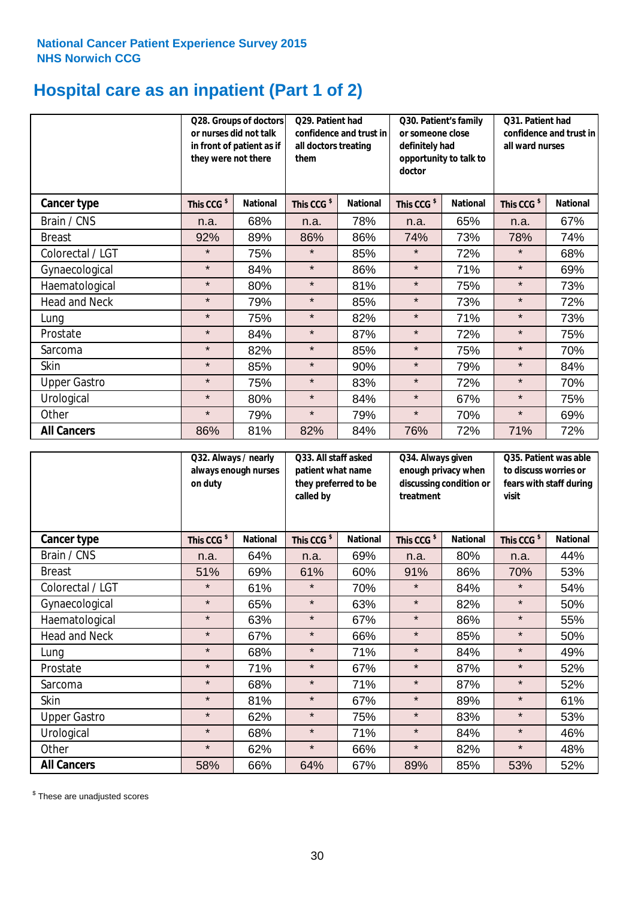National Cancer Patient Experience Survey 2015
NHS Norwich CCG

# Hospital care as an inpatient (Part 1 of 2)

| | Q28. Groups of doctors or nurses did not talk in front of patient as if they were not there | | Q29. Patient had confidence and trust in all doctors treating them | | Q30. Patient's family or someone close definitely had opportunity to talk to doctor | | Q31. Patient had confidence and trust in all ward nurses | |
|---|---|---|---|---|---|---|---|---|
| **Cancer type** | This CCG $ | National | This CCG $ | National | This CCG $ | National | This CCG $ | National |
| Brain / CNS | n.a. | 68% | n.a. | 78% | n.a. | 65% | n.a. | 67% |
| Breast | 92% | 89% | 86% | 86% | 74% | 73% | 78% | 74% |
| Colorectal / LGT | * | 75% | * | 85% | * | 72% | * | 68% |
| Gynaecological | * | 84% | * | 86% | * | 71% | * | 69% |
| Haematological | * | 80% | * | 81% | * | 75% | * | 73% |
| Head and Neck | * | 79% | * | 85% | * | 73% | * | 72% |
| Lung | * | 75% | * | 82% | * | 71% | * | 73% |
| Prostate | * | 84% | * | 87% | * | 72% | * | 75% |
| Sarcoma | * | 82% | * | 85% | * | 75% | * | 70% |
| Skin | * | 85% | * | 90% | * | 79% | * | 84% |
| Upper Gastro | * | 75% | * | 83% | * | 72% | * | 70% |
| Urological | * | 80% | * | 84% | * | 67% | * | 75% |
| Other | * | 79% | * | 79% | * | 70% | * | 69% |
| **All Cancers** | 86% | 81% | 82% | 84% | 76% | 72% | 71% | 72% |

| | Q32. Always / nearly always enough nurses on duty | | Q33. All staff asked patient what name they preferred to be called by | | Q34. Always given enough privacy when discussing condition or treatment | | Q35. Patient was able to discuss worries or fears with staff during visit | |
|---|---|---|---|---|---|---|---|---|
| **Cancer type** | This CCG $ | National | This CCG $ | National | This CCG $ | National | This CCG $ | National |
| Brain / CNS | n.a. | 64% | n.a. | 69% | n.a. | 80% | n.a. | 44% |
| Breast | 51% | 69% | 61% | 60% | 91% | 86% | 70% | 53% |
| Colorectal / LGT | * | 61% | * | 70% | * | 84% | * | 54% |
| Gynaecological | * | 65% | * | 63% | * | 82% | * | 50% |
| Haematological | * | 63% | * | 67% | * | 86% | * | 55% |
| Head and Neck | * | 67% | * | 66% | * | 85% | * | 50% |
| Lung | * | 68% | * | 71% | * | 84% | * | 49% |
| Prostate | * | 71% | * | 67% | * | 87% | * | 52% |
| Sarcoma | * | 68% | * | 71% | * | 87% | * | 52% |
| Skin | * | 81% | * | 67% | * | 89% | * | 61% |
| Upper Gastro | * | 62% | * | 75% | * | 83% | * | 53% |
| Urological | * | 68% | * | 71% | * | 84% | * | 46% |
| Other | * | 62% | * | 66% | * | 82% | * | 48% |
| **All Cancers** | 58% | 66% | 64% | 67% | 89% | 85% | 53% | 52% |

$ These are unadjusted scores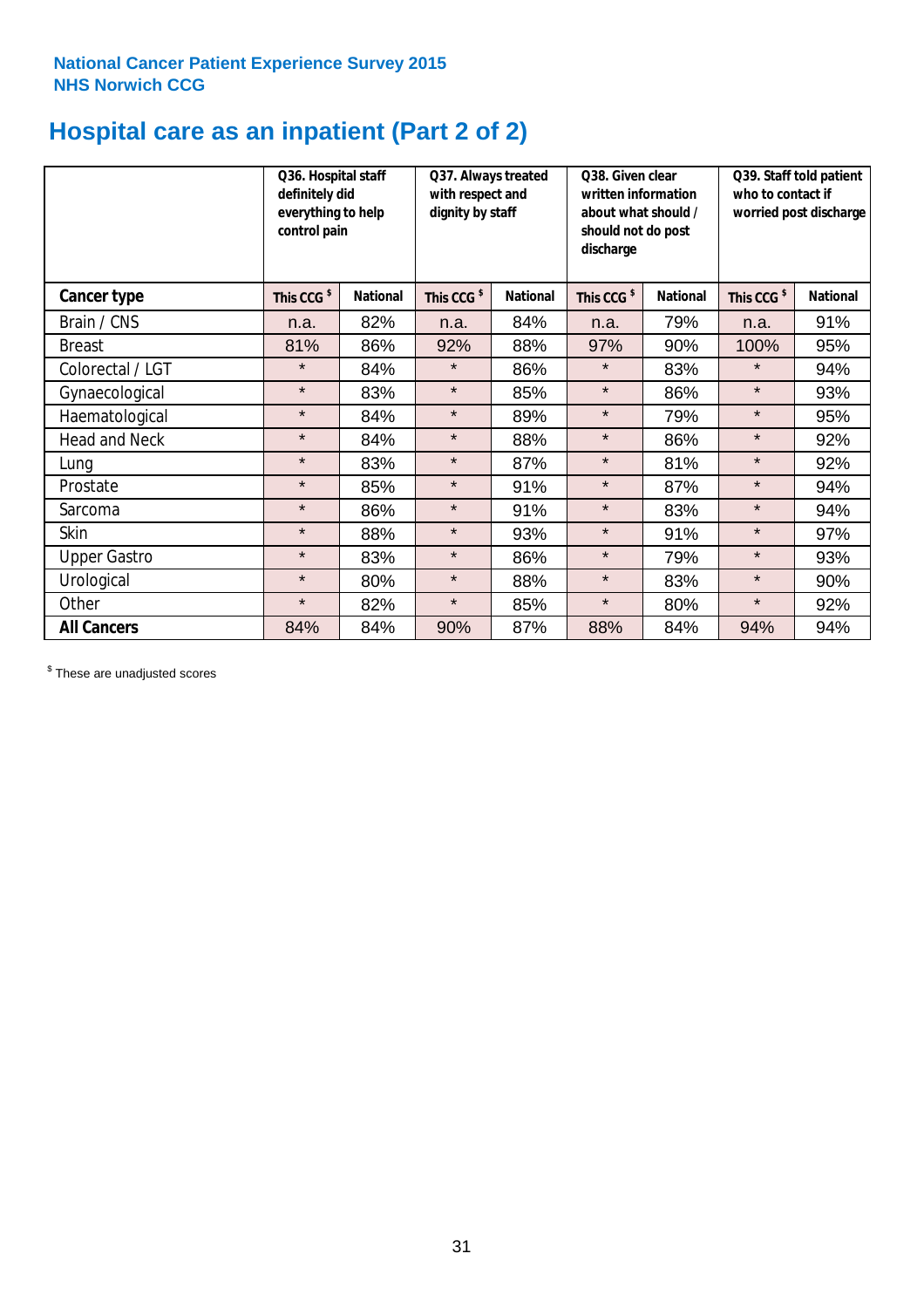**National Cancer Patient Experience Survey 2015**
**NHS Norwich CCG**

# Hospital care as an inpatient (Part 2 of 2)

| | Q36. Hospital staff definitely did everything to help control pain | | Q37. Always treated with respect and dignity by staff | | Q38. Given clear written information about what should / should not do post discharge | | Q39. Staff told patient who to contact if worried post discharge | |
|---|---|---|---|---|---|---|---|---|
| **Cancer type** | **This CCG $** | **National** | **This CCG $** | **National** | **This CCG $** | **National** | **This CCG $** | **National** |
| Brain / CNS | n.a. | 82% | n.a. | 84% | n.a. | 79% | n.a. | 91% |
| Breast | 81% | 86% | 92% | 88% | 97% | 90% | 100% | 95% |
| Colorectal / LGT | * | 84% | * | 86% | * | 83% | * | 94% |
| Gynaecological | * | 83% | * | 85% | * | 86% | * | 93% |
| Haematological | * | 84% | * | 89% | * | 79% | * | 95% |
| Head and Neck | * | 84% | * | 88% | * | 86% | * | 92% |
| Lung | * | 83% | * | 87% | * | 81% | * | 92% |
| Prostate | * | 85% | * | 91% | * | 87% | * | 94% |
| Sarcoma | * | 86% | * | 91% | * | 83% | * | 94% |
| Skin | * | 88% | * | 93% | * | 91% | * | 97% |
| Upper Gastro | * | 83% | * | 86% | * | 79% | * | 93% |
| Urological | * | 80% | * | 88% | * | 83% | * | 90% |
| Other | * | 82% | * | 85% | * | 80% | * | 92% |
| **All Cancers** | 84% | 84% | 90% | 87% | 88% | 84% | 94% | 94% |

$ These are unadjusted scores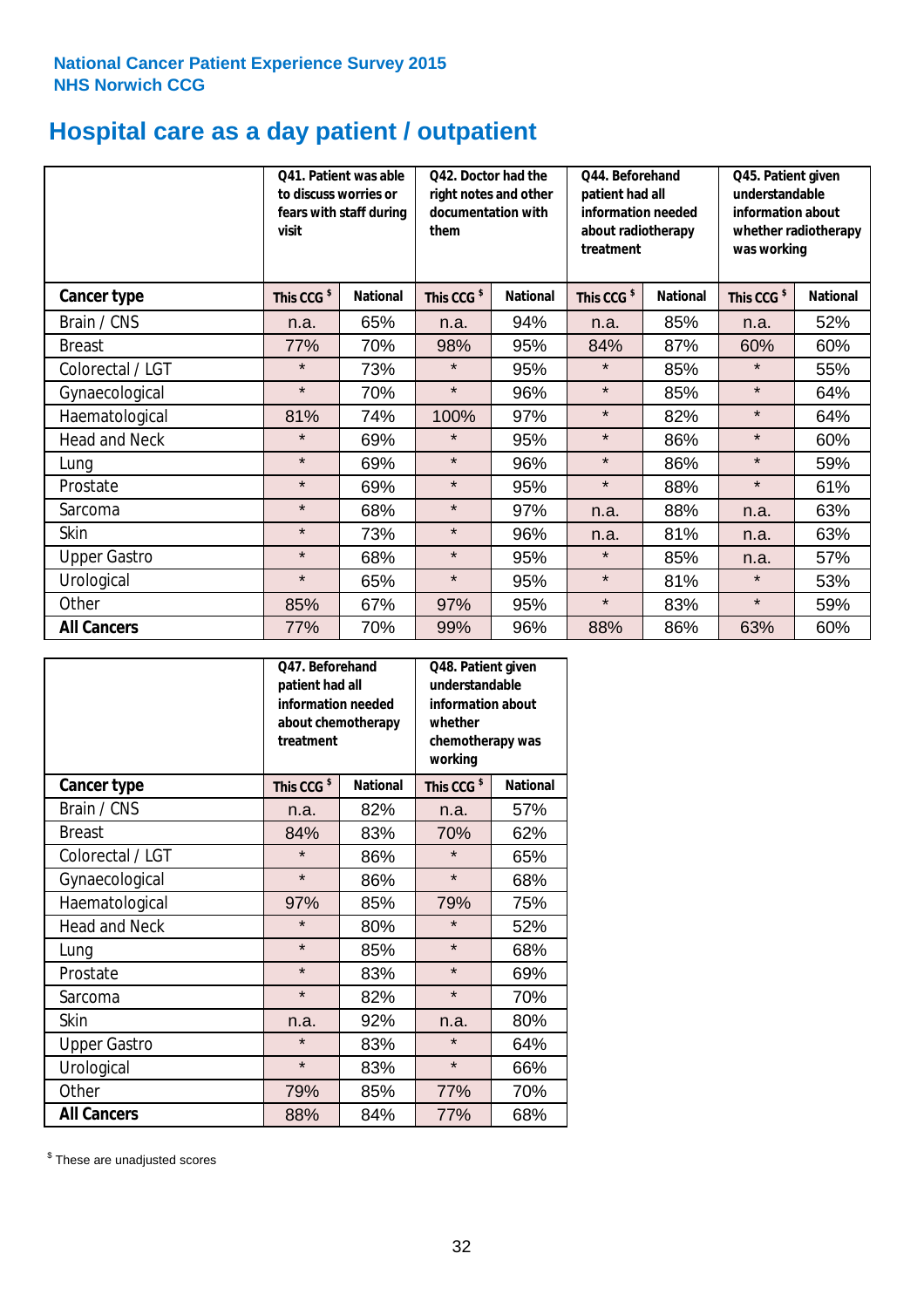National Cancer Patient Experience Survey 2015
NHS Norwich CCG

# Hospital care as a day patient / outpatient

| | Q41. Patient was able to discuss worries or fears with staff during visit | | Q42. Doctor had the right notes and other documentation with them | | Q44. Beforehand patient had all information needed about radiotherapy treatment | | Q45. Patient given understandable information about whether radiotherapy was working | |
|---|---|---|---|---|---|---|---|---|
| **Cancer type** | **This CCG $** | **National** | **This CCG $** | **National** | **This CCG $** | **National** | **This CCG $** | **National** |
| Brain / CNS | n.a. | 65% | n.a. | 94% | n.a. | 85% | n.a. | 52% |
| Breast | 77% | 70% | 98% | 95% | 84% | 87% | 60% | 60% |
| Colorectal / LGT | * | 73% | * | 95% | * | 85% | * | 55% |
| Gynaecological | * | 70% | * | 96% | * | 85% | * | 64% |
| Haematological | 81% | 74% | 100% | 97% | * | 82% | * | 64% |
| Head and Neck | * | 69% | * | 95% | * | 86% | * | 60% |
| Lung | * | 69% | * | 96% | * | 86% | * | 59% |
| Prostate | * | 69% | * | 95% | * | 88% | * | 61% |
| Sarcoma | * | 68% | * | 97% | n.a. | 88% | n.a. | 63% |
| Skin | * | 73% | * | 96% | n.a. | 81% | n.a. | 63% |
| Upper Gastro | * | 68% | * | 95% | * | 85% | n.a. | 57% |
| Urological | * | 65% | * | 95% | * | 81% | * | 53% |
| Other | 85% | 67% | 97% | 95% | * | 83% | * | 59% |
| **All Cancers** | 77% | 70% | 99% | 96% | 88% | 86% | 63% | 60% |

| | Q47. Beforehand patient had all information needed about chemotherapy treatment | | Q48. Patient given understandable information about whether chemotherapy was working | |
|---|---|---|---|---|
| **Cancer type** | **This CCG $** | **National** | **This CCG $** | **National** |
| Brain / CNS | n.a. | 82% | n.a. | 57% |
| Breast | 84% | 83% | 70% | 62% |
| Colorectal / LGT | * | 86% | * | 65% |
| Gynaecological | * | 86% | * | 68% |
| Haematological | 97% | 85% | 79% | 75% |
| Head and Neck | * | 80% | * | 52% |
| Lung | * | 85% | * | 68% |
| Prostate | * | 83% | * | 69% |
| Sarcoma | * | 82% | * | 70% |
| Skin | n.a. | 92% | n.a. | 80% |
| Upper Gastro | * | 83% | * | 64% |
| Urological | * | 83% | * | 66% |
| Other | 79% | 85% | 77% | 70% |
| **All Cancers** | 88% | 84% | 77% | 68% |

$ These are unadjusted scores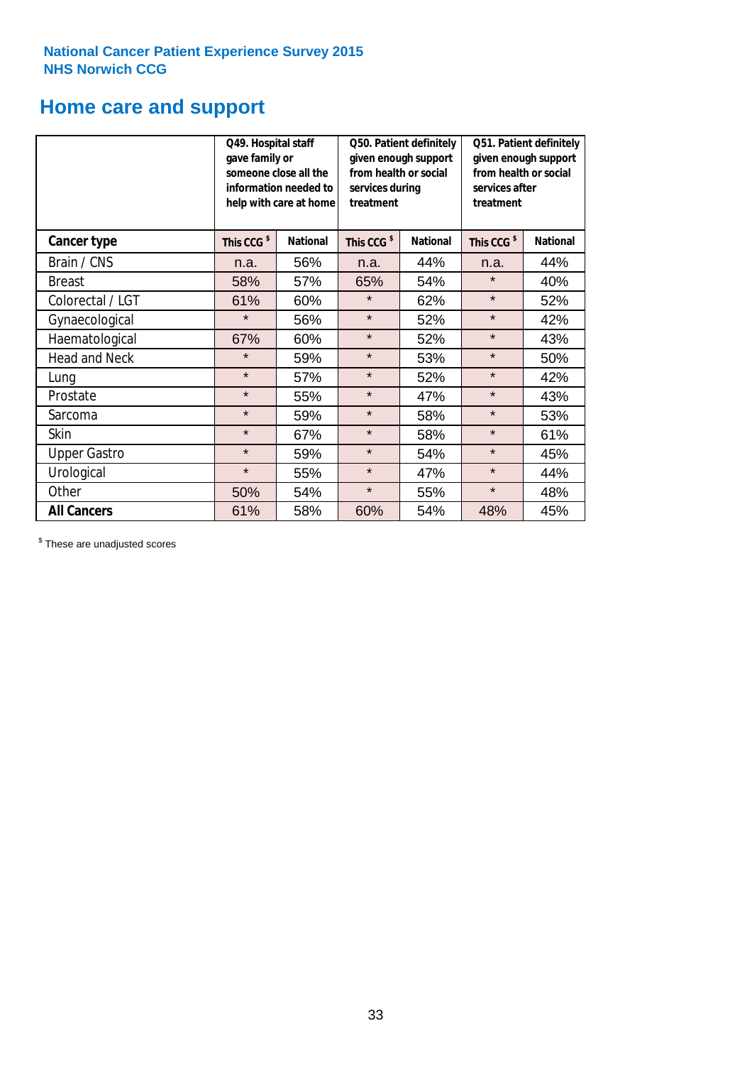National Cancer Patient Experience Survey 2015
NHS Norwich CCG

# Home care and support

| | Q49. Hospital staff gave family or someone close all the information needed to help with care at home | | Q50. Patient definitely given enough support from health or social services during treatment | | Q51. Patient definitely given enough support from health or social services after treatment | |
|---|---|---|---|---|---|---|
| **Cancer type** | This CCG $ | National | This CCG $ | National | This CCG $ | National |
| Brain / CNS | n.a. | 56% | n.a. | 44% | n.a. | 44% |
| Breast | 58% | 57% | 65% | 54% | * | 40% |
| Colorectal / LGT | 61% | 60% | * | 62% | * | 52% |
| Gynaecological | * | 56% | * | 52% | * | 42% |
| Haematological | 67% | 60% | * | 52% | * | 43% |
| Head and Neck | * | 59% | * | 53% | * | 50% |
| Lung | * | 57% | * | 52% | * | 42% |
| Prostate | * | 55% | * | 47% | * | 43% |
| Sarcoma | * | 59% | * | 58% | * | 53% |
| Skin | * | 67% | * | 58% | * | 61% |
| Upper Gastro | * | 59% | * | 54% | * | 45% |
| Urological | * | 55% | * | 47% | * | 44% |
| Other | 50% | 54% | * | 55% | * | 48% |
| **All Cancers** | 61% | 58% | 60% | 54% | 48% | 45% |

$ These are unadjusted scores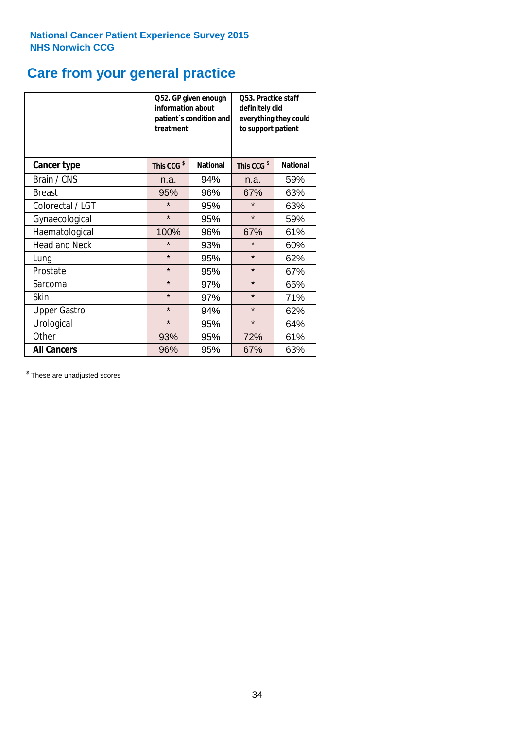National Cancer Patient Experience Survey 2015
NHS Norwich CCG

# Care from your general practice

| | Q52. GP given enough information about patient`s condition and treatment | | Q53. Practice staff definitely did everything they could to support patient | |
|---|---|---|---|---|
| **Cancer type** | **This CCG $** | **National** | **This CCG $** | **National** |
| Brain / CNS | n.a. | 94% | n.a. | 59% |
| Breast | 95% | 96% | 67% | 63% |
| Colorectal / LGT | * | 95% | * | 63% |
| Gynaecological | * | 95% | * | 59% |
| Haematological | 100% | 96% | 67% | 61% |
| Head and Neck | * | 93% | * | 60% |
| Lung | * | 95% | * | 62% |
| Prostate | * | 95% | * | 67% |
| Sarcoma | * | 97% | * | 65% |
| Skin | * | 97% | * | 71% |
| Upper Gastro | * | 94% | * | 62% |
| Urological | * | 95% | * | 64% |
| Other | 93% | 95% | 72% | 61% |
| **All Cancers** | 96% | 95% | 67% | 63% |

$ These are unadjusted scores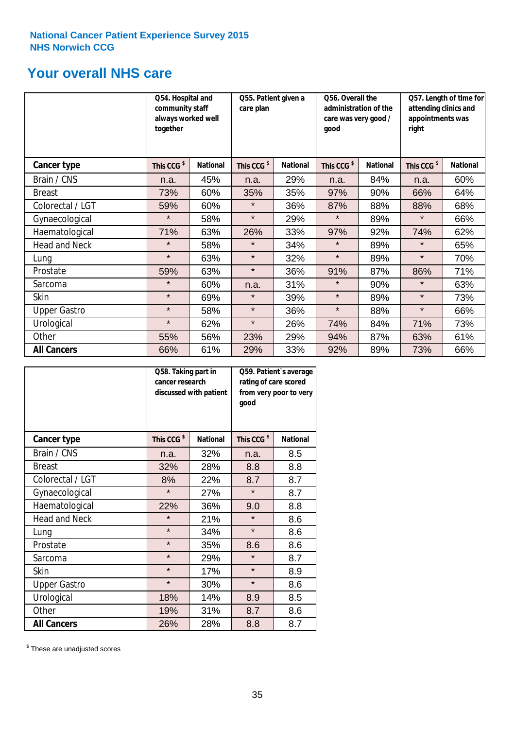**National Cancer Patient Experience Survey 2015**
**NHS Norwich CCG**

## Your overall NHS care

| | Q54. Hospital and community staff always worked well together | | Q55. Patient given a care plan | | Q56. Overall the administration of the care was very good / good | | Q57. Length of time for attending clinics and appointments was right | |
|---|---|---|---|---|---|---|---|---|
| **Cancer type** | This CCG $ | National | This CCG $ | National | This CCG $ | National | This CCG $ | National |
| Brain / CNS | n.a. | 45% | n.a. | 29% | n.a. | 84% | n.a. | 60% |
| Breast | 73% | 60% | 35% | 35% | 97% | 90% | 66% | 64% |
| Colorectal / LGT | 59% | 60% | * | 36% | 87% | 88% | 88% | 68% |
| Gynaecological | * | 58% | * | 29% | * | 89% | * | 66% |
| Haematological | 71% | 63% | 26% | 33% | 97% | 92% | 74% | 62% |
| Head and Neck | * | 58% | * | 34% | * | 89% | * | 65% |
| Lung | * | 63% | * | 32% | * | 89% | * | 70% |
| Prostate | 59% | 63% | * | 36% | 91% | 87% | 86% | 71% |
| Sarcoma | * | 60% | n.a. | 31% | * | 90% | * | 63% |
| Skin | * | 69% | * | 39% | * | 89% | * | 73% |
| Upper Gastro | * | 58% | * | 36% | * | 88% | * | 66% |
| Urological | * | 62% | * | 26% | 74% | 84% | 71% | 73% |
| Other | 55% | 56% | 23% | 29% | 94% | 87% | 63% | 61% |
| **All Cancers** | 66% | 61% | 29% | 33% | 92% | 89% | 73% | 66% |

| | Q58. Taking part in cancer research discussed with patient | | Q59. Patient`s average rating of care scored from very poor to very good | |
|---|---|---|---|---|
| **Cancer type** | This CCG $ | National | This CCG $ | National |
| Brain / CNS | n.a. | 32% | n.a. | 8.5 |
| Breast | 32% | 28% | 8.8 | 8.8 |
| Colorectal / LGT | 8% | 22% | 8.7 | 8.7 |
| Gynaecological | * | 27% | * | 8.7 |
| Haematological | 22% | 36% | 9.0 | 8.8 |
| Head and Neck | * | 21% | * | 8.6 |
| Lung | * | 34% | * | 8.6 |
| Prostate | * | 35% | 8.6 | 8.6 |
| Sarcoma | * | 29% | * | 8.7 |
| Skin | * | 17% | * | 8.9 |
| Upper Gastro | * | 30% | * | 8.6 |
| Urological | 18% | 14% | 8.9 | 8.5 |
| Other | 19% | 31% | 8.7 | 8.6 |
| **All Cancers** | 26% | 28% | 8.8 | 8.7 |

$ These are unadjusted scores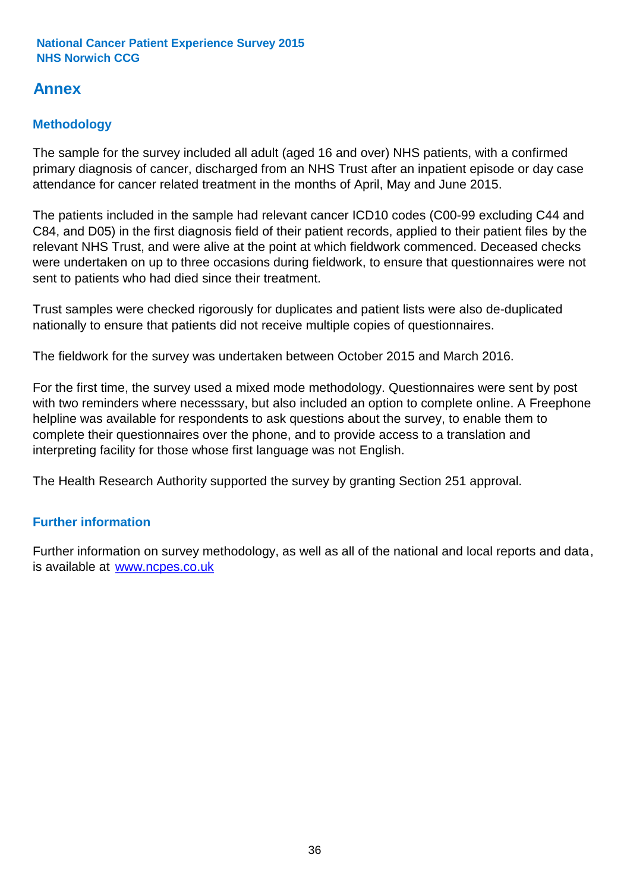# Annex

## Methodology

The sample for the survey included all adult (aged 16 and over) NHS patients, with a confirmed primary diagnosis of cancer, discharged from an NHS Trust after an inpatient episode or day case attendance for cancer related treatment in the months of April, May and June 2015.

The patients included in the sample had relevant cancer ICD10 codes (C00-99 excluding C44 and C84, and D05) in the first diagnosis field of their patient records, applied to their patient files by the relevant NHS Trust, and were alive at the point at which fieldwork commenced. Deceased checks were undertaken on up to three occasions during fieldwork, to ensure that questionnaires were not sent to patients who had died since their treatment.

Trust samples were checked rigorously for duplicates and patient lists were also de-duplicated nationally to ensure that patients did not receive multiple copies of questionnaires.

The fieldwork for the survey was undertaken between October 2015 and March 2016.

For the first time, the survey used a mixed mode methodology. Questionnaires were sent by post with two reminders where necesssary, but also included an option to complete online. A Freephone helpline was available for respondents to ask questions about the survey, to enable them to complete their questionnaires over the phone, and to provide access to a translation and interpreting facility for those whose first language was not English.

The Health Research Authority supported the survey by granting Section 251 approval.

## Further information

Further information on survey methodology, as well as all of the national and local reports and data, is available at [www.ncpes.co.uk](www.ncpes.co.uk)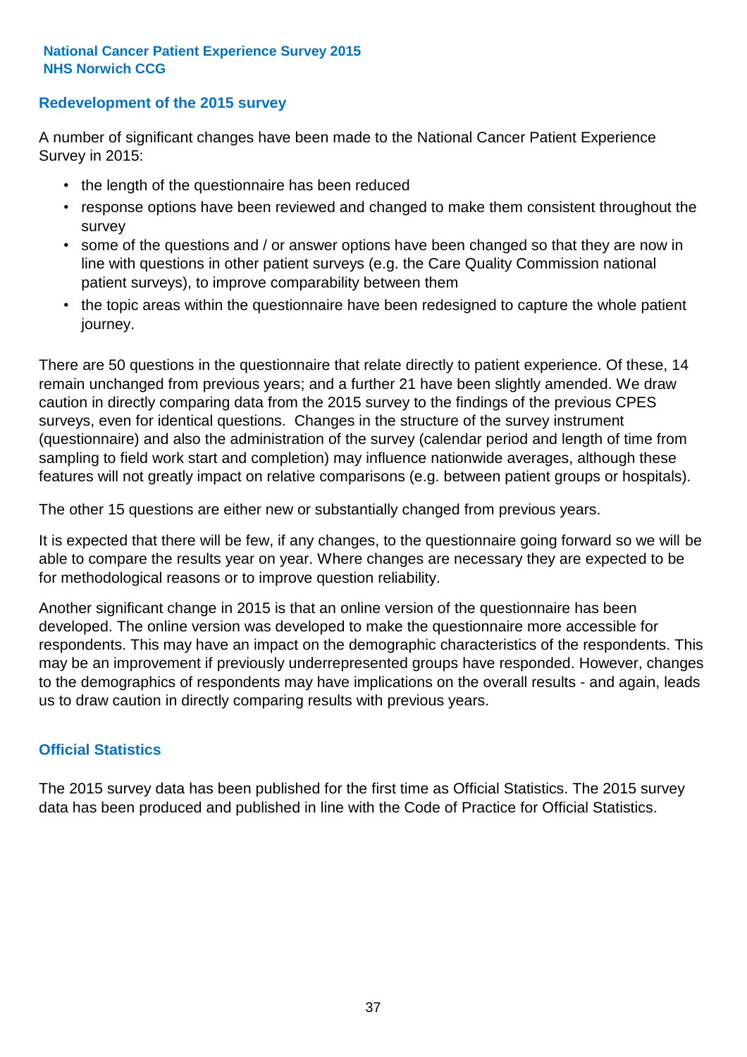## Redevelopment of the 2015 survey

A number of significant changes have been made to the National Cancer Patient Experience Survey in 2015:

- the length of the questionnaire has been reduced
- response options have been reviewed and changed to make them consistent throughout the survey
- some of the questions and / or answer options have been changed so that they are now in line with questions in other patient surveys (e.g. the Care Quality Commission national patient surveys), to improve comparability between them
- the topic areas within the questionnaire have been redesigned to capture the whole patient journey.

There are 50 questions in the questionnaire that relate directly to patient experience. Of these, 14 remain unchanged from previous years; and a further 21 have been slightly amended. We draw caution in directly comparing data from the 2015 survey to the findings of the previous CPES surveys, even for identical questions. Changes in the structure of the survey instrument (questionnaire) and also the administration of the survey (calendar period and length of time from sampling to field work start and completion) may influence nationwide averages, although these features will not greatly impact on relative comparisons (e.g. between patient groups or hospitals).

The other 15 questions are either new or substantially changed from previous years.

It is expected that there will be few, if any changes, to the questionnaire going forward so we will be able to compare the results year on year. Where changes are necessary they are expected to be for methodological reasons or to improve question reliability.

Another significant change in 2015 is that an online version of the questionnaire has been developed. The online version was developed to make the questionnaire more accessible for respondents. This may have an impact on the demographic characteristics of the respondents. This may be an improvement if previously underrepresented groups have responded. However, changes to the demographics of respondents may have implications on the overall results - and again, leads us to draw caution in directly comparing results with previous years.

## Official Statistics

The 2015 survey data has been published for the first time as Official Statistics. The 2015 survey data has been produced and published in line with the Code of Practice for Official Statistics.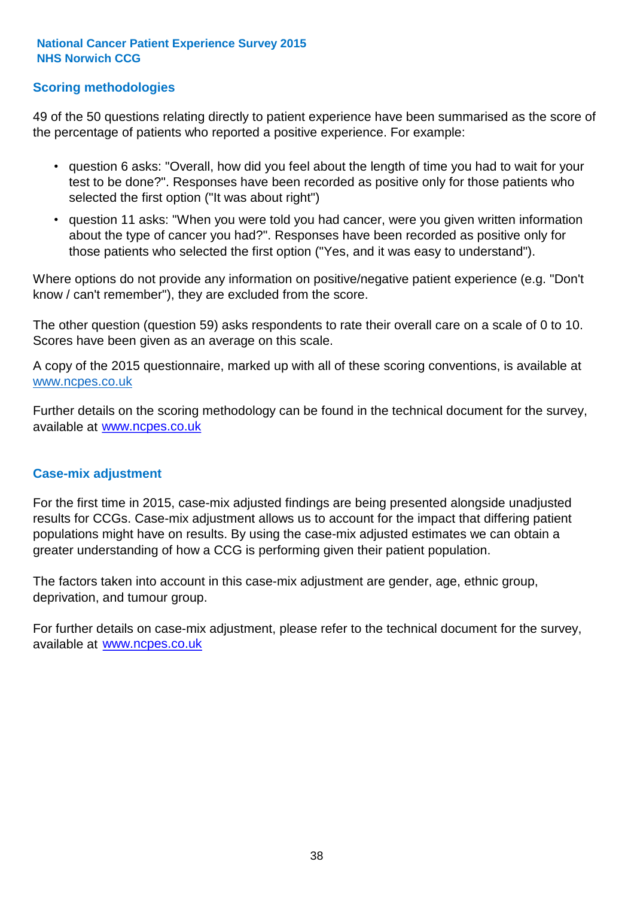## Scoring methodologies

49 of the 50 questions relating directly to patient experience have been summarised as the score of the percentage of patients who reported a positive experience. For example:

- question 6 asks: "Overall, how did you feel about the length of time you had to wait for your test to be done?". Responses have been recorded as positive only for those patients who selected the first option ("It was about right")
- question 11 asks: "When you were told you had cancer, were you given written information about the type of cancer you had?". Responses have been recorded as positive only for those patients who selected the first option ("Yes, and it was easy to understand").

Where options do not provide any information on positive/negative patient experience (e.g. "Don't know / can't remember"), they are excluded from the score.

The other question (question 59) asks respondents to rate their overall care on a scale of 0 to 10. Scores have been given as an average on this scale.

A copy of the 2015 questionnaire, marked up with all of these scoring conventions, is available at www.ncpes.co.uk

Further details on the scoring methodology can be found in the technical document for the survey, available at www.ncpes.co.uk

## Case-mix adjustment

For the first time in 2015, case-mix adjusted findings are being presented alongside unadjusted results for CCGs. Case-mix adjustment allows us to account for the impact that differing patient populations might have on results. By using the case-mix adjusted estimates we can obtain a greater understanding of how a CCG is performing given their patient population.

The factors taken into account in this case-mix adjustment are gender, age, ethnic group, deprivation, and tumour group.

For further details on case-mix adjustment, please refer to the technical document for the survey, available at www.ncpes.co.uk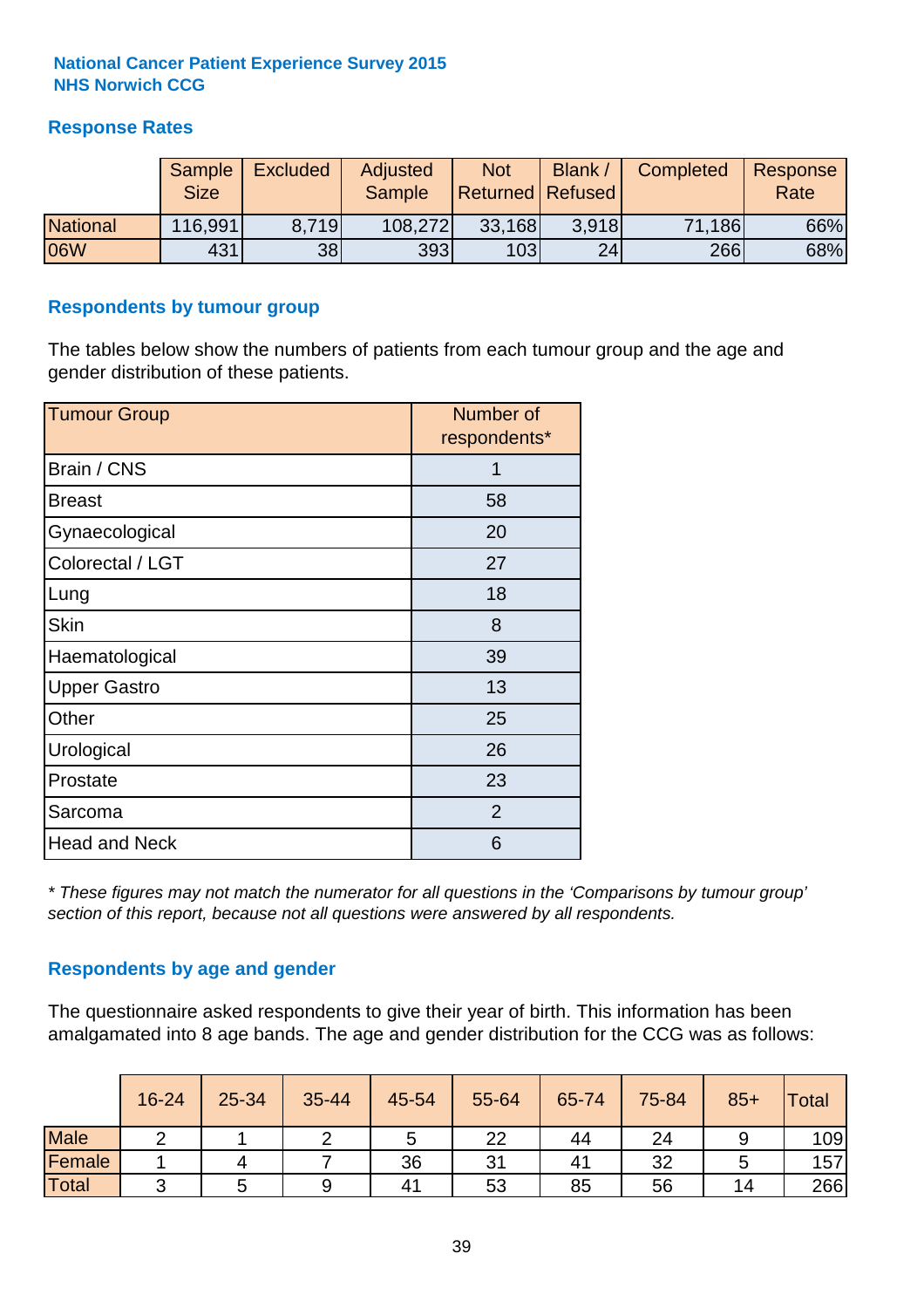**National Cancer Patient Experience Survey 2015**
**NHS Norwich CCG**

## Response Rates

| | Sample Size | Excluded | Adjusted Sample | Not Returned | Blank / Refused | Completed | Response Rate |
|---|---|---|---|---|---|---|---|
| National | 116,991 | 8,719 | 108,272 | 33,168 | 3,918 | 71,186 | 66% |
| 06W | 431 | 38 | 393 | 103 | 24 | 266 | 68% |

## Respondents by tumour group

The tables below show the numbers of patients from each tumour group and the age and gender distribution of these patients.

| Tumour Group | Number of respondents* |
|---|---|
| Brain / CNS | 1 |
| Breast | 58 |
| Gynaecological | 20 |
| Colorectal / LGT | 27 |
| Lung | 18 |
| Skin | 8 |
| Haematological | 39 |
| Upper Gastro | 13 |
| Other | 25 |
| Urological | 26 |
| Prostate | 23 |
| Sarcoma | 2 |
| Head and Neck | 6 |

*\* These figures may not match the numerator for all questions in the 'Comparisons by tumour group' section of this report, because not all questions were answered by all respondents.*

## Respondents by age and gender

The questionnaire asked respondents to give their year of birth. This information has been amalgamated into 8 age bands. The age and gender distribution for the CCG was as follows:

| | 16-24 | 25-34 | 35-44 | 45-54 | 55-64 | 65-74 | 75-84 | 85+ | Total |
|---|---|---|---|---|---|---|---|---|---|
| Male | 2 | 1 | 2 | 5 | 22 | 44 | 24 | 9 | 109 |
| Female | 1 | 4 | 7 | 36 | 31 | 41 | 32 | 5 | 157 |
| Total | 3 | 5 | 9 | 41 | 53 | 85 | 56 | 14 | 266 |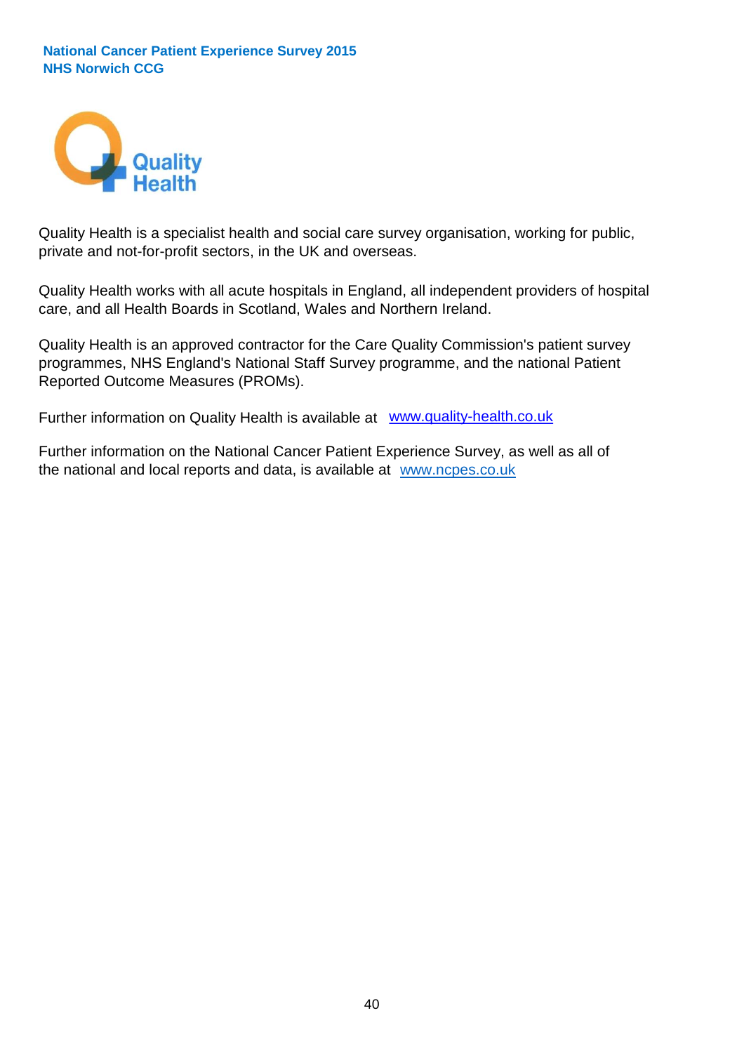**National Cancer Patient Experience Survey 2015**
**NHS Norwich CCG**

Quality Health

Quality Health is a specialist health and social care survey organisation, working for public, private and not-for-profit sectors, in the UK and overseas.

Quality Health works with all acute hospitals in England, all independent providers of hospital care, and all Health Boards in Scotland, Wales and Northern Ireland.

Quality Health is an approved contractor for the Care Quality Commission's patient survey programmes, NHS England's National Staff Survey programme, and the national Patient Reported Outcome Measures (PROMs).

Further information on Quality Health is available at www.quality-health.co.uk

Further information on the National Cancer Patient Experience Survey, as well as all of the national and local reports and data, is available at www.ncpes.co.uk